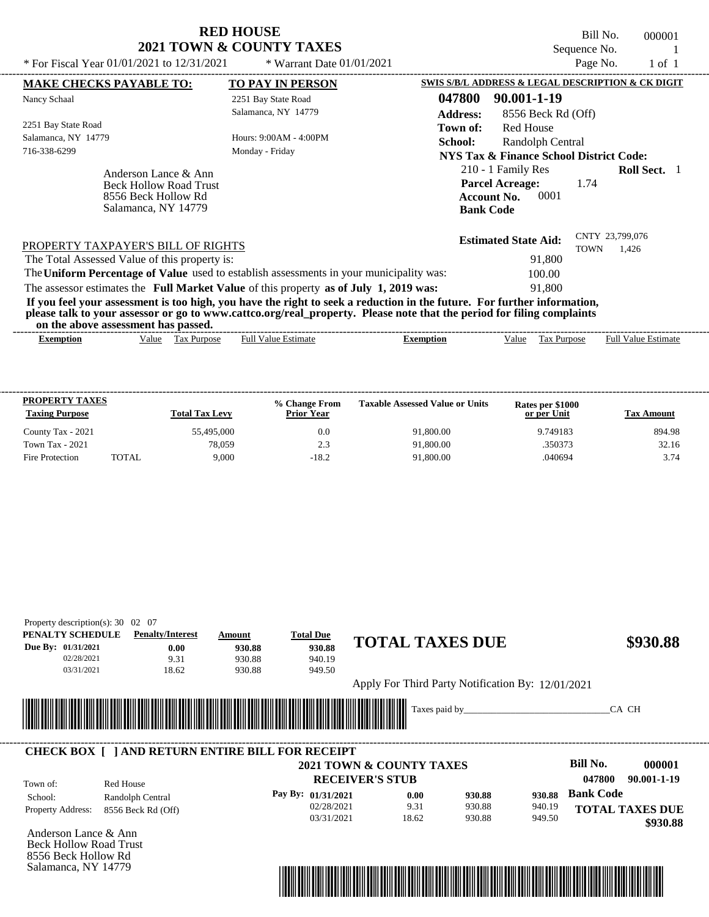# RED HOUSE
## 2021 TOWN & COUNTY TAXES

Bill No. 000001
Sequence No. 1
Page No. 1 of 1

* For Fiscal Year 01/01/2021 to 12/31/2021 * Warrant Date 01/01/2021

**MAKE CHECKS PAYABLE TO:**
Nancy Schaal

2251 Bay State Road
Salamanca, NY 14779
716-338-6299

**TO PAY IN PERSON**
2251 Bay State Road
Salamanca, NY 14779

Hours: 9:00AM - 4:00PM
Monday - Friday

**SWIS S/B/L ADDRESS & LEGAL DESCRIPTION & CK DIGIT**
**047800 90.001-1-19**
**Address:** 8556 Beck Rd (Off)
**Town of:** Red House
**School:** Randolph Central
**NYS Tax & Finance School District Code:**
210 - 1 Family Res **Roll Sect.** 1
**Parcel Acreage:** 1.74
**Account No.** 0001
**Bank Code**

Anderson Lance & Ann
Beck Hollow Road Trust
8556 Beck Hollow Rd
Salamanca, NY 14779

**Estimated State Aid:** CNTY 23,799,076 TOWN 1,426

PROPERTY TAXPAYER'S BILL OF RIGHTS

The Total Assessed Value of this property is: 91,800
The **Uniform Percentage of Value** used to establish assessments in your municipality was: 100.00
The assessor estimates the **Full Market Value** of this property **as of July 1, 2019 was:** 91,800

**If you feel your assessment is too high, you have the right to seek a reduction in the future. For further information, please talk to your assessor or go to www.cattco.org/real_property. Please note that the period for filing complaints on the above assessment has passed.**

| Exemption | Value | Tax Purpose | Full Value Estimate | Exemption | Value | Tax Purpose | Full Value Estimate |
|---|---|---|---|---|---|---|---|

| PROPERTY TAXES Taxing Purpose | | Total Tax Levy | % Change From Prior Year | Taxable Assessed Value or Units | Rates per $1000 or per Unit | Tax Amount |
|---|---|---|---|---|---|---|
| County Tax - 2021 | | 55,495,000 | 0.0 | 91,800.00 | 9.749183 | 894.98 |
| Town Tax - 2021 | | 78,059 | 2.3 | 91,800.00 | .350373 | 32.16 |
| Fire Protection | TOTAL | 9,000 | -18.2 | 91,800.00 | .040694 | 3.74 |

Property description(s): 30 02 07

| PENALTY SCHEDULE | Penalty/Interest | Amount | Total Due |
|---|---|---|---|
| Due By: 01/31/2021 | 0.00 | 930.88 | 930.88 |
| 02/28/2021 | 9.31 | 930.88 | 940.19 |
| 03/31/2021 | 18.62 | 930.88 | 949.50 |

**TOTAL TAXES DUE $930.88**

Apply For Third Party Notification By: 12/01/2021

Taxes paid by______________________________CA CH

**CHECK BOX [ ] AND RETURN ENTIRE BILL FOR RECEIPT**

**2021 TOWN & COUNTY TAXES**
**RECEIVER'S STUB**

**Bill No. 000001**
**047800 90.001-1-19**

Town of: Red House
School: Randolph Central
Property Address: 8556 Beck Rd (Off)

| Pay By: | | | |
|---|---|---|---|
| 01/31/2021 | 0.00 | 930.88 | 930.88 |
| 02/28/2021 | 9.31 | 930.88 | 940.19 |
| 03/31/2021 | 18.62 | 930.88 | 949.50 |

**Bank Code**
**TOTAL TAXES DUE $930.88**

Anderson Lance & Ann
Beck Hollow Road Trust
8556 Beck Hollow Rd
Salamanca, NY 14779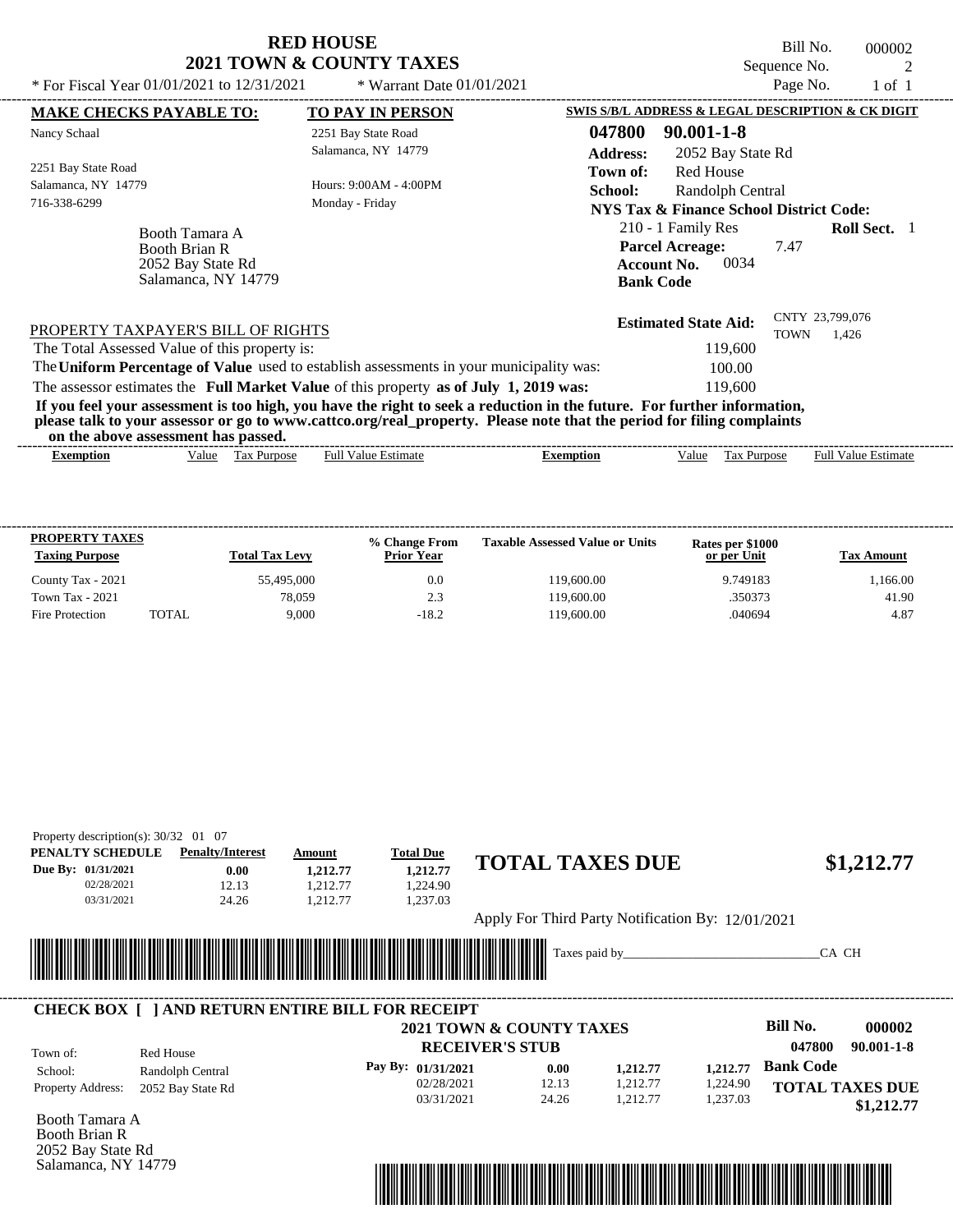# RED HOUSE
## 2021 TOWN & COUNTY TAXES

\* For Fiscal Year 01/01/2021 to 12/31/2021 \* Warrant Date 01/01/2021

Bill No. 000002
Sequence No. 2
Page No. 1 of 1

**MAKE CHECKS PAYABLE TO:**
Nancy Schaal

2251 Bay State Road
Salamanca, NY 14779
716-338-6299

**TO PAY IN PERSON**
2251 Bay State Road
Salamanca, NY 14779

Hours: 9:00AM - 4:00PM
Monday - Friday

Booth Tamara A
Booth Brian R
2052 Bay State Rd
Salamanca, NY 14779

**SWIS S/B/L ADDRESS & LEGAL DESCRIPTION & CK DIGIT**

**047800 90.001-1-8**
**Address:** 2052 Bay State Rd
**Town of:** Red House
**School:** Randolph Central
**NYS Tax & Finance School District Code:**
210 - 1 Family Res **Roll Sect.** 1
**Parcel Acreage:** 7.47
**Account No.** 0034
**Bank Code**

**Estimated State Aid:** CNTY 23,799,076 TOWN 1,426

PROPERTY TAXPAYER'S BILL OF RIGHTS

The Total Assessed Value of this property is: 119,600

The **Uniform Percentage of Value** used to establish assessments in your municipality was: 100.00

The assessor estimates the **Full Market Value** of this property **as of July 1, 2019 was:** 119,600

**If you feel your assessment is too high, you have the right to seek a reduction in the future. For further information, please talk to your assessor or go to www.cattco.org/real_property. Please note that the period for filing complaints on the above assessment has passed.**

| Exemption | Value | Tax Purpose | Full Value Estimate | Exemption | Value | Tax Purpose | Full Value Estimate |
|---|---|---|---|---|---|---|---|

| PROPERTY TAXES Taxing Purpose | Total Tax Levy | % Change From Prior Year | Taxable Assessed Value or Units | Rates per $1000 or per Unit | Tax Amount |
|---|---|---|---|---|---|
| County Tax - 2021 | 55,495,000 | 0.0 | 119,600.00 | 9.749183 | 1,166.00 |
| Town Tax - 2021 | 78,059 | 2.3 | 119,600.00 | .350373 | 41.90 |
| Fire Protection TOTAL | 9,000 | -18.2 | 119,600.00 | .040694 | 4.87 |

Property description(s): 30/32 01 07

| PENALTY SCHEDULE | Penalty/Interest | Amount | Total Due |
|---|---|---|---|
| Due By: 01/31/2021 | 0.00 | 1,212.77 | 1,212.77 |
| 02/28/2021 | 12.13 | 1,212.77 | 1,224.90 |
| 03/31/2021 | 24.26 | 1,212.77 | 1,237.03 |

# TOTAL TAXES DUE $1,212.77

Apply For Third Party Notification By: 12/01/2021

Taxes paid by_______________________________CA CH

**CHECK BOX [ ] AND RETURN ENTIRE BILL FOR RECEIPT**

**2021 TOWN & COUNTY TAXES**
**RECEIVER'S STUB**

**Bill No. 000002**
**047800 90.001-1-8**

Town of: Red House
School: Randolph Central
Property Address: 2052 Bay State Rd

| Pay By: | Penalty/Interest | Amount | Total Due |
|---|---|---|---|
| 01/31/2021 | 0.00 | 1,212.77 | 1,212.77 |
| 02/28/2021 | 12.13 | 1,212.77 | 1,224.90 |
| 03/31/2021 | 24.26 | 1,212.77 | 1,237.03 |

**Bank Code**

**TOTAL TAXES DUE $1,212.77**

Booth Tamara A
Booth Brian R
2052 Bay State Rd
Salamanca, NY 14779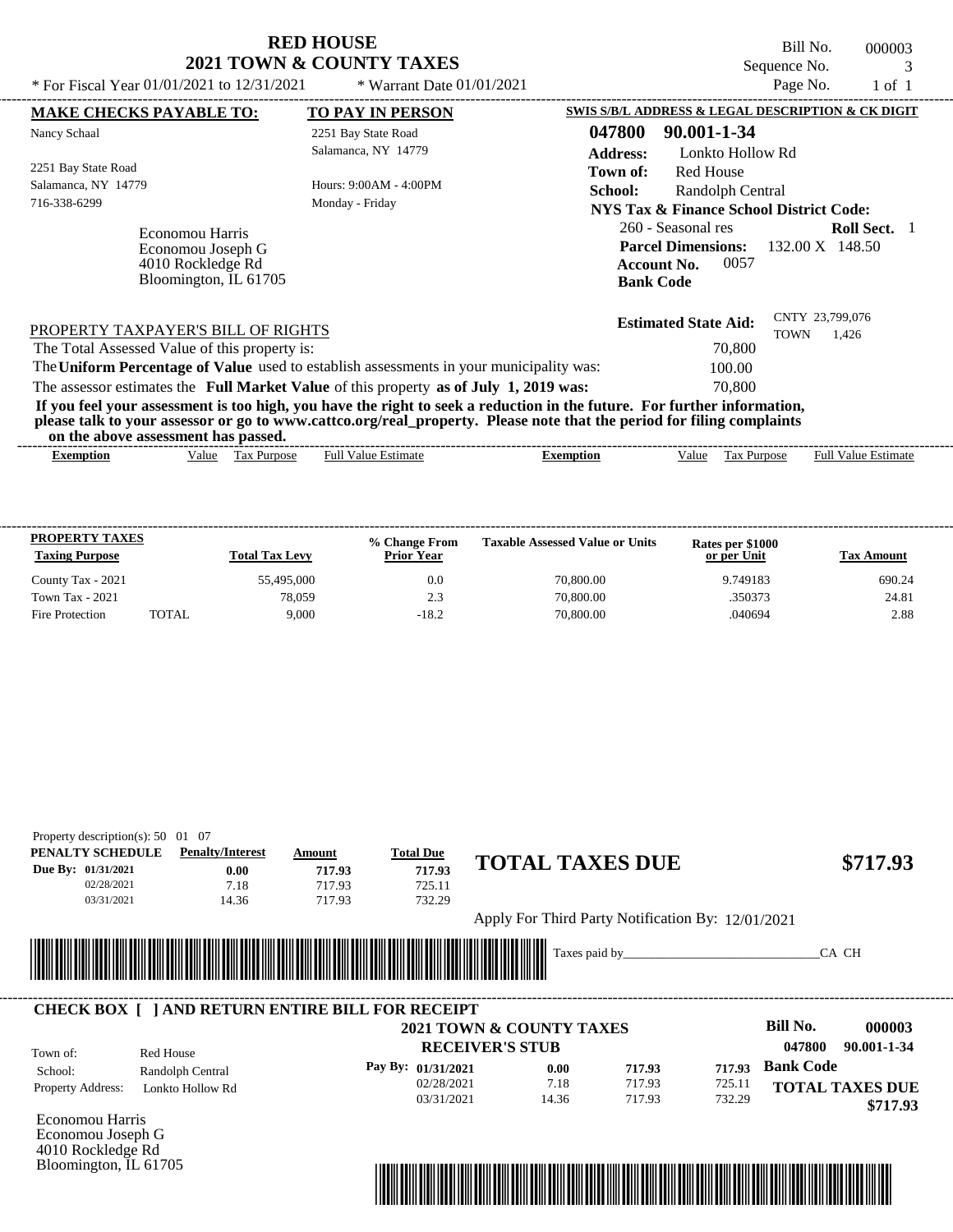# RED HOUSE
## 2021 TOWN & COUNTY TAXES

\* For Fiscal Year 01/01/2021 to 12/31/2021 \* Warrant Date 01/01/2021

Bill No. 000003
Sequence No. 3
Page No. 1 of 1

**MAKE CHECKS PAYABLE TO:**
Nancy Schaal

2251 Bay State Road
Salamanca, NY 14779
716-338-6299

**TO PAY IN PERSON**
2251 Bay State Road
Salamanca, NY 14779

Hours: 9:00AM - 4:00PM
Monday - Friday

Economou Harris
Economou Joseph G
4010 Rockledge Rd
Bloomington, IL 61705

**SWIS S/B/L ADDRESS & LEGAL DESCRIPTION & CK DIGIT**

**047800 90.001-1-34**
**Address:** Lonkto Hollow Rd
**Town of:** Red House
**School:** Randolph Central
**NYS Tax & Finance School District Code:**
260 - Seasonal res **Roll Sect.** 1
**Parcel Dimensions:** 132.00 X 148.50
**Account No.** 0057
**Bank Code**

**Estimated State Aid:** CNTY 23,799,076 TOWN 1,426

PROPERTY TAXPAYER'S BILL OF RIGHTS

The Total Assessed Value of this property is: 70,800
The **Uniform Percentage of Value** used to establish assessments in your municipality was: 100.00
The assessor estimates the **Full Market Value** of this property **as of July 1, 2019 was:** 70,800

**If you feel your assessment is too high, you have the right to seek a reduction in the future. For further information, please talk to your assessor or go to www.cattco.org/real_property. Please note that the period for filing complaints on the above assessment has passed.**

| Exemption | Value | Tax Purpose | Full Value Estimate | Exemption | Value | Tax Purpose | Full Value Estimate |
|---|---|---|---|---|---|---|---|

| PROPERTY TAXES Taxing Purpose | | Total Tax Levy | % Change From Prior Year | Taxable Assessed Value or Units | Rates per $1000 or per Unit | Tax Amount |
|---|---|---|---|---|---|---|
| County Tax - 2021 | | 55,495,000 | 0.0 | 70,800.00 | 9.749183 | 690.24 |
| Town Tax - 2021 | | 78,059 | 2.3 | 70,800.00 | .350373 | 24.81 |
| Fire Protection | TOTAL | 9,000 | -18.2 | 70,800.00 | .040694 | 2.88 |

Property description(s): 50 01 07

| PENALTY SCHEDULE | Penalty/Interest | Amount | Total Due |
|---|---|---|---|
| Due By: 01/31/2021 | 0.00 | 717.93 | 717.93 |
| 02/28/2021 | 7.18 | 717.93 | 725.11 |
| 03/31/2021 | 14.36 | 717.93 | 732.29 |

**TOTAL TAXES DUE $717.93**

Apply For Third Party Notification By: 12/01/2021

Taxes paid by_______________________________CA CH

**CHECK BOX [ ] AND RETURN ENTIRE BILL FOR RECEIPT**

**2021 TOWN & COUNTY TAXES**
**RECEIVER'S STUB**

**Bill No. 000003**
**047800 90.001-1-34**

Town of: Red House
School: Randolph Central
Property Address: Lonkto Hollow Rd

| Pay By: | | | |
|---|---|---|---|
| 01/31/2021 | 0.00 | 717.93 | 717.93 |
| 02/28/2021 | 7.18 | 717.93 | 725.11 |
| 03/31/2021 | 14.36 | 717.93 | 732.29 |

**Bank Code**

**TOTAL TAXES DUE $717.93**

Economou Harris
Economou Joseph G
4010 Rockledge Rd
Bloomington, IL 61705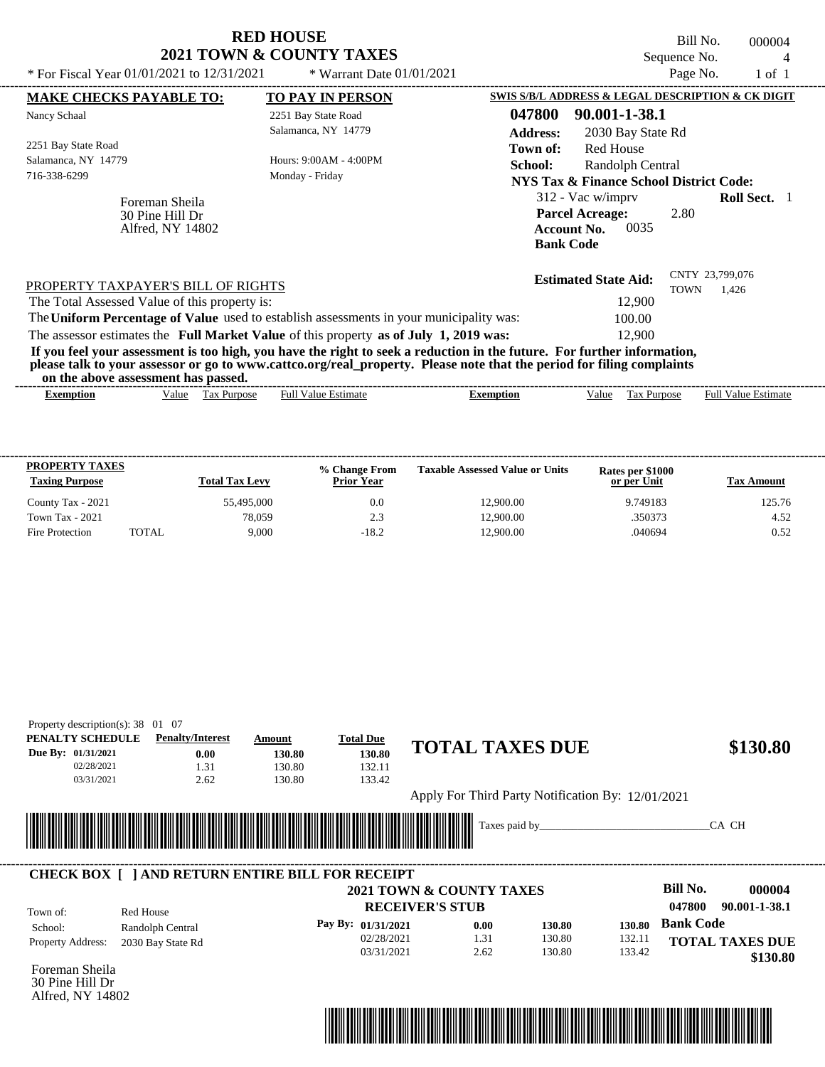# RED HOUSE
## 2021 TOWN & COUNTY TAXES

Bill No. 000004
Sequence No. 4
Page No. 1 of 1

\* For Fiscal Year 01/01/2021 to 12/31/2021 \* Warrant Date 01/01/2021

**MAKE CHECKS PAYABLE TO:**
Nancy Schaal

2251 Bay State Road
Salamanca, NY 14779
716-338-6299

**TO PAY IN PERSON**
2251 Bay State Road
Salamanca, NY 14779

Hours: 9:00AM - 4:00PM
Monday - Friday

Foreman Sheila
30 Pine Hill Dr
Alfred, NY 14802

**SWIS S/B/L ADDRESS & LEGAL DESCRIPTION & CK DIGIT**

**047800 90.001-1-38.1**

**Address:** 2030 Bay State Rd
**Town of:** Red House
**School:** Randolph Central
**NYS Tax & Finance School District Code:**
312 - Vac w/imprv **Roll Sect.** 1
**Parcel Acreage:** 2.80
**Account No.** 0035
**Bank Code**

**Estimated State Aid:** CNTY 23,799,076 TOWN 1,426

PROPERTY TAXPAYER'S BILL OF RIGHTS

The Total Assessed Value of this property is: 12,900
The **Uniform Percentage of Value** used to establish assessments in your municipality was: 100.00
The assessor estimates the **Full Market Value** of this property **as of July 1, 2019 was:** 12,900

**If you feel your assessment is too high, you have the right to seek a reduction in the future. For further information, please talk to your assessor or go to www.cattco.org/real_property. Please note that the period for filing complaints on the above assessment has passed.**

| Exemption | Value | Tax Purpose | Full Value Estimate | Exemption | Value | Tax Purpose | Full Value Estimate |
|---|---|---|---|---|---|---|---|

| PROPERTY TAXES Taxing Purpose | | Total Tax Levy | % Change From Prior Year | Taxable Assessed Value or Units | Rates per $1000 or per Unit | Tax Amount |
|---|---|---|---|---|---|---|
| County Tax - 2021 | | 55,495,000 | 0.0 | 12,900.00 | 9.749183 | 125.76 |
| Town Tax - 2021 | | 78,059 | 2.3 | 12,900.00 | .350373 | 4.52 |
| Fire Protection | TOTAL | 9,000 | -18.2 | 12,900.00 | .040694 | 0.52 |

Property description(s): 38 01 07

| PENALTY SCHEDULE | Penalty/Interest | Amount | Total Due |
|---|---|---|---|
| Due By: 01/31/2021 | 0.00 | 130.80 | 130.80 |
| 02/28/2021 | 1.31 | 130.80 | 132.11 |
| 03/31/2021 | 2.62 | 130.80 | 133.42 |

**TOTAL TAXES DUE** **$130.80**

Apply For Third Party Notification By: 12/01/2021

Taxes paid by_______________________________CA CH

**CHECK BOX [ ] AND RETURN ENTIRE BILL FOR RECEIPT**

**2021 TOWN & COUNTY TAXES**
**RECEIVER'S STUB**

**Bill No. 000004**
**047800 90.001-1-38.1**

Town of: Red House
School: Randolph Central
Property Address: 2030 Bay State Rd

| Pay By: | | | |
|---|---|---|---|
| 01/31/2021 | 0.00 | 130.80 | 130.80 |
| 02/28/2021 | 1.31 | 130.80 | 132.11 |
| 03/31/2021 | 2.62 | 130.80 | 133.42 |

**Bank Code**

**TOTAL TAXES DUE** **$130.80**

Foreman Sheila
30 Pine Hill Dr
Alfred, NY 14802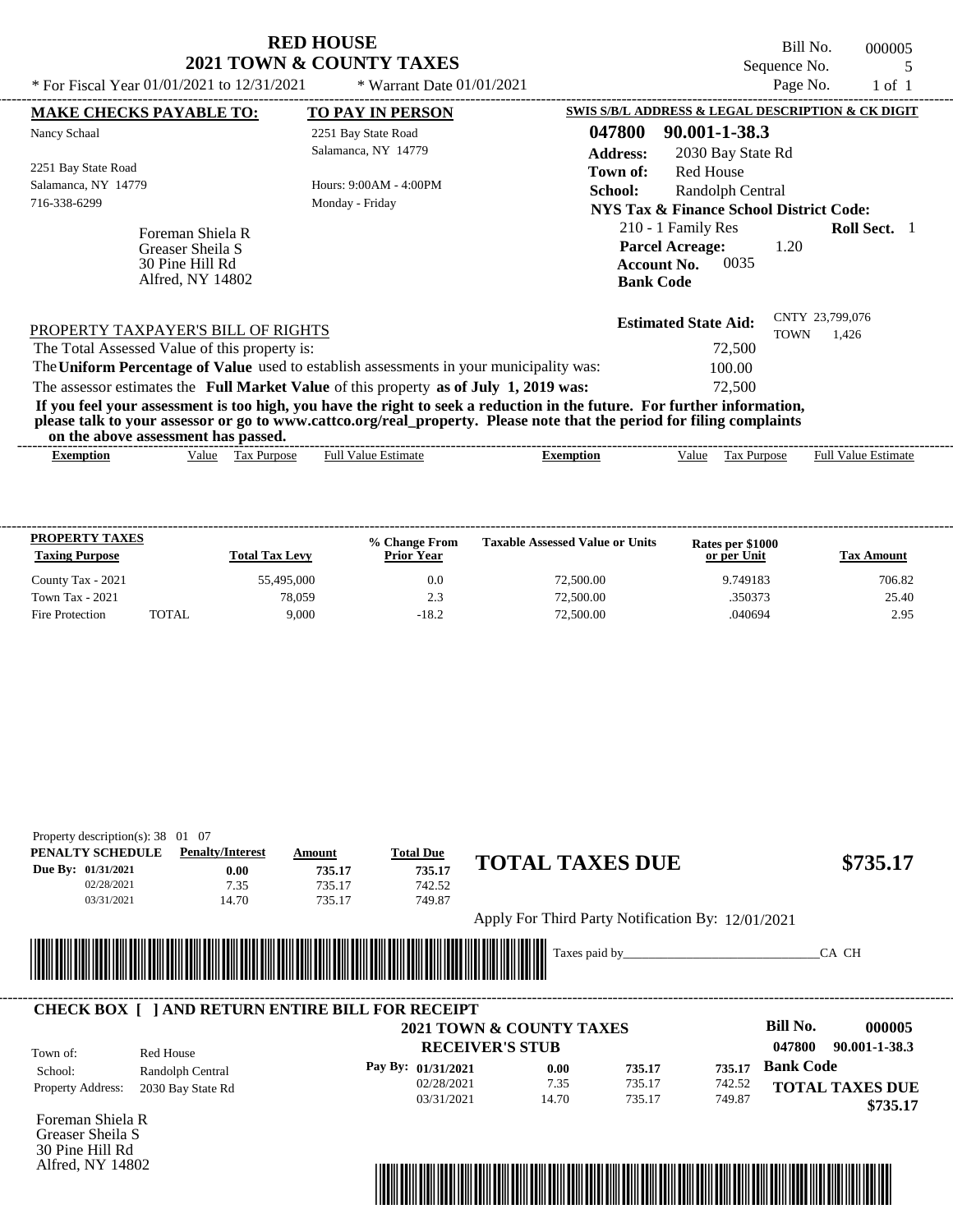# RED HOUSE
## 2021 TOWN & COUNTY TAXES

\* For Fiscal Year 01/01/2021 to 12/31/2021 \* Warrant Date 01/01/2021

Bill No. 000005
Sequence No. 5
Page No. 1 of 1

**MAKE CHECKS PAYABLE TO:**
Nancy Schaal

2251 Bay State Road
Salamanca, NY 14779
716-338-6299

**TO PAY IN PERSON**
2251 Bay State Road
Salamanca, NY 14779

Hours: 9:00AM - 4:00PM
Monday - Friday

Foreman Shiela R
Greaser Sheila S
30 Pine Hill Rd
Alfred, NY 14802

**SWIS S/B/L ADDRESS & LEGAL DESCRIPTION & CK DIGIT**

**047800 90.001-1-38.3**
**Address:** 2030 Bay State Rd
**Town of:** Red House
**School:** Randolph Central
**NYS Tax & Finance School District Code:**
210 - 1 Family Res **Roll Sect.** 1
**Parcel Acreage:** 1.20
**Account No.** 0035
**Bank Code**

**Estimated State Aid:** CNTY 23,799,076 TOWN 1,426

PROPERTY TAXPAYER'S BILL OF RIGHTS

The Total Assessed Value of this property is: 72,500
The **Uniform Percentage of Value** used to establish assessments in your municipality was: 100.00
The assessor estimates the **Full Market Value** of this property **as of July 1, 2019 was:** 72,500

**If you feel your assessment is too high, you have the right to seek a reduction in the future. For further information, please talk to your assessor or go to www.cattco.org/real_property. Please note that the period for filing complaints on the above assessment has passed.**

| Exemption | Value | Tax Purpose | Full Value Estimate | Exemption | Value | Tax Purpose | Full Value Estimate |
|---|---|---|---|---|---|---|---|

| PROPERTY TAXES Taxing Purpose | | Total Tax Levy | % Change From Prior Year | Taxable Assessed Value or Units | Rates per $1000 or per Unit | Tax Amount |
|---|---|---|---|---|---|---|
| County Tax - 2021 | | 55,495,000 | 0.0 | 72,500.00 | 9.749183 | 706.82 |
| Town Tax - 2021 | | 78,059 | 2.3 | 72,500.00 | .350373 | 25.40 |
| Fire Protection | TOTAL | 9,000 | -18.2 | 72,500.00 | .040694 | 2.95 |

Property description(s): 38 01 07

| PENALTY SCHEDULE | Penalty/Interest | Amount | Total Due |
|---|---|---|---|
| Due By: 01/31/2021 | 0.00 | 735.17 | 735.17 |
| 02/28/2021 | 7.35 | 735.17 | 742.52 |
| 03/31/2021 | 14.70 | 735.17 | 749.87 |

**TOTAL TAXES DUE $735.17**

Apply For Third Party Notification By: 12/01/2021

Taxes paid by_______________________________CA CH

**CHECK BOX [ ] AND RETURN ENTIRE BILL FOR RECEIPT**

**2021 TOWN & COUNTY TAXES**
**RECEIVER'S STUB**

**Bill No. 000005**
047800 90.001-1-38.3

Town of: Red House
School: Randolph Central
Property Address: 2030 Bay State Rd

| Pay By: | | | |
|---|---|---|---|
| 01/31/2021 | 0.00 | 735.17 | 735.17 |
| 02/28/2021 | 7.35 | 735.17 | 742.52 |
| 03/31/2021 | 14.70 | 735.17 | 749.87 |

**Bank Code**

**TOTAL TAXES DUE $735.17**

Foreman Shiela R
Greaser Sheila S
30 Pine Hill Rd
Alfred, NY 14802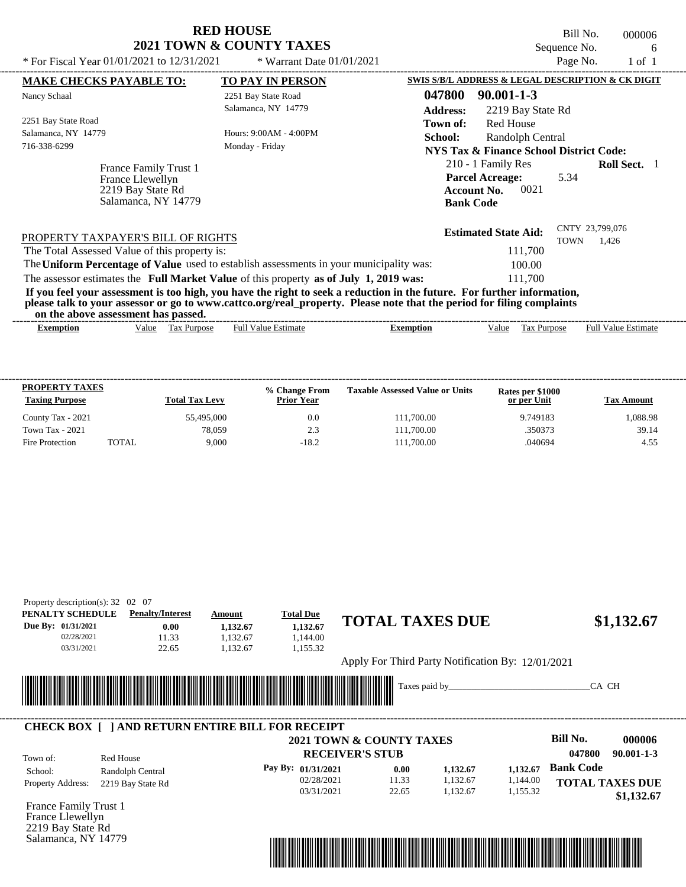# RED HOUSE
## 2021 TOWN & COUNTY TAXES

Bill No. 000006
Sequence No. 6
Page No. 1 of 1

\* For Fiscal Year 01/01/2021 to 12/31/2021 \* Warrant Date 01/01/2021

**MAKE CHECKS PAYABLE TO:**

Nancy Schaal

2251 Bay State Road
Salamanca, NY 14779
716-338-6299

**TO PAY IN PERSON**

2251 Bay State Road
Salamanca, NY 14779

Hours: 9:00AM - 4:00PM
Monday - Friday

France Family Trust 1
France Llewellyn
2219 Bay State Rd
Salamanca, NY 14779

**SWIS S/B/L ADDRESS & LEGAL DESCRIPTION & CK DIGIT**

**047800 90.001-1-3**

**Address:** 2219 Bay State Rd
**Town of:** Red House
**School:** Randolph Central
**NYS Tax & Finance School District Code:**
210 - 1 Family Res **Roll Sect.** 1
**Parcel Acreage:** 5.34
**Account No.** 0021
**Bank Code**

**Estimated State Aid:** CNTY 23,799,076 TOWN 1,426

PROPERTY TAXPAYER'S BILL OF RIGHTS

The Total Assessed Value of this property is: 111,700

The **Uniform Percentage of Value** used to establish assessments in your municipality was: 100.00

The assessor estimates the **Full Market Value** of this property **as of July 1, 2019 was:** 111,700

**If you feel your assessment is too high, you have the right to seek a reduction in the future. For further information, please talk to your assessor or go to www.cattco.org/real_property. Please note that the period for filing complaints on the above assessment has passed.**

| Exemption | Value | Tax Purpose | Full Value Estimate | Exemption | Value | Tax Purpose | Full Value Estimate |
|---|---|---|---|---|---|---|---|

| PROPERTY TAXES Taxing Purpose | Total Tax Levy | % Change From Prior Year | Taxable Assessed Value or Units | Rates per $1000 or per Unit | Tax Amount |
|---|---|---|---|---|---|
| County Tax - 2021 | 55,495,000 | 0.0 | 111,700.00 | 9.749183 | 1,088.98 |
| Town Tax - 2021 | 78,059 | 2.3 | 111,700.00 | .350373 | 39.14 |
| Fire Protection TOTAL | 9,000 | -18.2 | 111,700.00 | .040694 | 4.55 |

Property description(s): 32 02 07

| PENALTY SCHEDULE | Penalty/Interest | Amount | Total Due |
|---|---|---|---|
| Due By: 01/31/2021 | 0.00 | 1,132.67 | 1,132.67 |
| 02/28/2021 | 11.33 | 1,132.67 | 1,144.00 |
| 03/31/2021 | 22.65 | 1,132.67 | 1,155.32 |

**TOTAL TAXES DUE $1,132.67**

Apply For Third Party Notification By: 12/01/2021

Taxes paid by_______________________________CA CH

**CHECK BOX [ ] AND RETURN ENTIRE BILL FOR RECEIPT**

**2021 TOWN & COUNTY TAXES**
**RECEIVER'S STUB**

Bill No. **000006**
**047800 90.001-1-3**

Town of: Red House
School: Randolph Central
Property Address: 2219 Bay State Rd

| Pay By: | | | |
|---|---|---|---|
| 01/31/2021 | 0.00 | 1,132.67 | 1,132.67 |
| 02/28/2021 | 11.33 | 1,132.67 | 1,144.00 |
| 03/31/2021 | 22.65 | 1,132.67 | 1,155.32 |

**Bank Code**

**TOTAL TAXES DUE $1,132.67**

France Family Trust 1
France Llewellyn
2219 Bay State Rd
Salamanca, NY 14779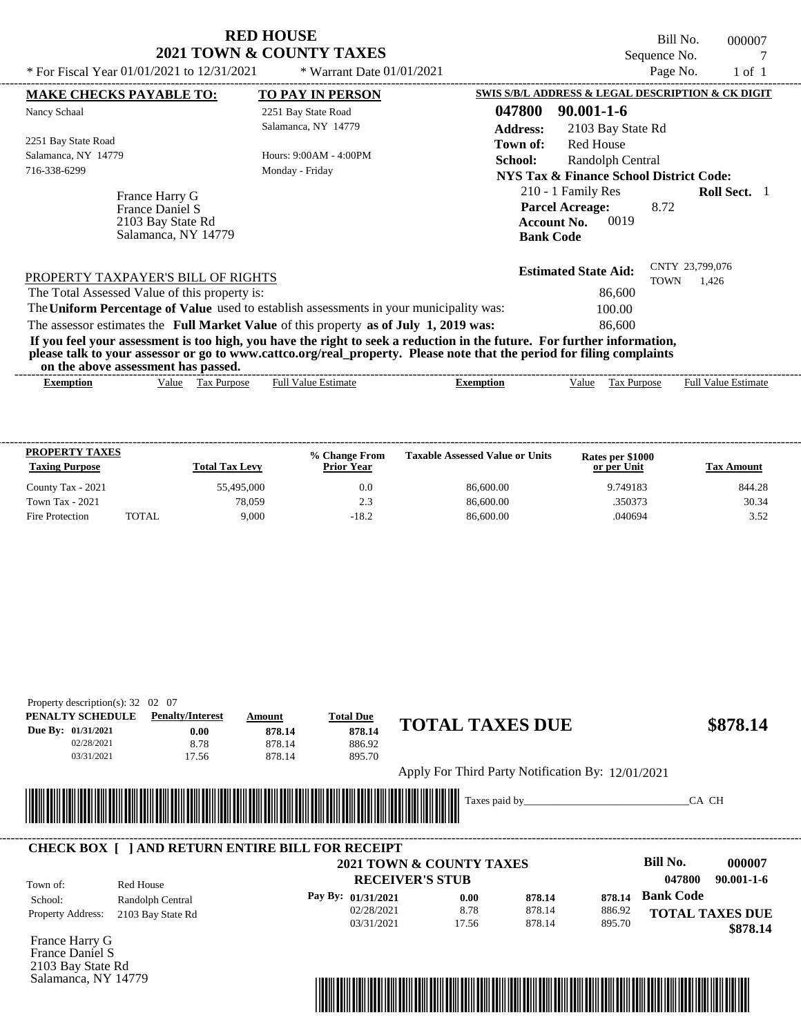# RED HOUSE
## 2021 TOWN & COUNTY TAXES

\* For Fiscal Year 01/01/2021 to 12/31/2021 \* Warrant Date 01/01/2021

Bill No. 000007
Sequence No. 7
Page No. 1 of 1

**MAKE CHECKS PAYABLE TO:**
Nancy Schaal

2251 Bay State Road
Salamanca, NY 14779
716-338-6299

**TO PAY IN PERSON**
2251 Bay State Road
Salamanca, NY 14779

Hours: 9:00AM - 4:00PM
Monday - Friday

France Harry G
France Daniel S
2103 Bay State Rd
Salamanca, NY 14779

**SWIS S/B/L ADDRESS & LEGAL DESCRIPTION & CK DIGIT**

**047800 90.001-1-6**
**Address:** 2103 Bay State Rd
**Town of:** Red House
**School:** Randolph Central
**NYS Tax & Finance School District Code:**
210 - 1 Family Res **Roll Sect.** 1
**Parcel Acreage:** 8.72
**Account No.** 0019
**Bank Code**

**Estimated State Aid:** CNTY 23,799,076 TOWN 1,426

PROPERTY TAXPAYER'S BILL OF RIGHTS

The Total Assessed Value of this property is: 86,600
The **Uniform Percentage of Value** used to establish assessments in your municipality was: 100.00
The assessor estimates the **Full Market Value** of this property **as of July 1, 2019 was:** 86,600

**If you feel your assessment is too high, you have the right to seek a reduction in the future. For further information, please talk to your assessor or go to www.cattco.org/real_property. Please note that the period for filing complaints on the above assessment has passed.**

| Exemption | Value | Tax Purpose | Full Value Estimate | Exemption | Value | Tax Purpose | Full Value Estimate |
|---|---|---|---|---|---|---|---|

| PROPERTY TAXES Taxing Purpose | | Total Tax Levy | % Change From Prior Year | Taxable Assessed Value or Units | Rates per $1000 or per Unit | Tax Amount |
|---|---|---|---|---|---|---|
| County Tax - 2021 | | 55,495,000 | 0.0 | 86,600.00 | 9.749183 | 844.28 |
| Town Tax - 2021 | | 78,059 | 2.3 | 86,600.00 | .350373 | 30.34 |
| Fire Protection | TOTAL | 9,000 | -18.2 | 86,600.00 | .040694 | 3.52 |

Property description(s): 32 02 07

| PENALTY SCHEDULE | Penalty/Interest | Amount | Total Due |
|---|---|---|---|
| Due By: 01/31/2021 | 0.00 | 878.14 | 878.14 |
| 02/28/2021 | 8.78 | 878.14 | 886.92 |
| 03/31/2021 | 17.56 | 878.14 | 895.70 |

**TOTAL TAXES DUE $878.14**

Apply For Third Party Notification By: 12/01/2021

Taxes paid by_______________________________CA CH

**CHECK BOX [ ] AND RETURN ENTIRE BILL FOR RECEIPT**

**2021 TOWN & COUNTY TAXES**
**RECEIVER'S STUB**

**Bill No. 000007**
**047800 90.001-1-6**

Town of: Red House
School: Randolph Central
Property Address: 2103 Bay State Rd

| Pay By: | | | | |
|---|---|---|---|---|
| 01/31/2021 | 0.00 | 878.14 | 878.14 | **Bank Code** |
| 02/28/2021 | 8.78 | 878.14 | 886.92 | |
| 03/31/2021 | 17.56 | 878.14 | 895.70 | |

**TOTAL TAXES DUE $878.14**

France Harry G
France Daniel S
2103 Bay State Rd
Salamanca, NY 14779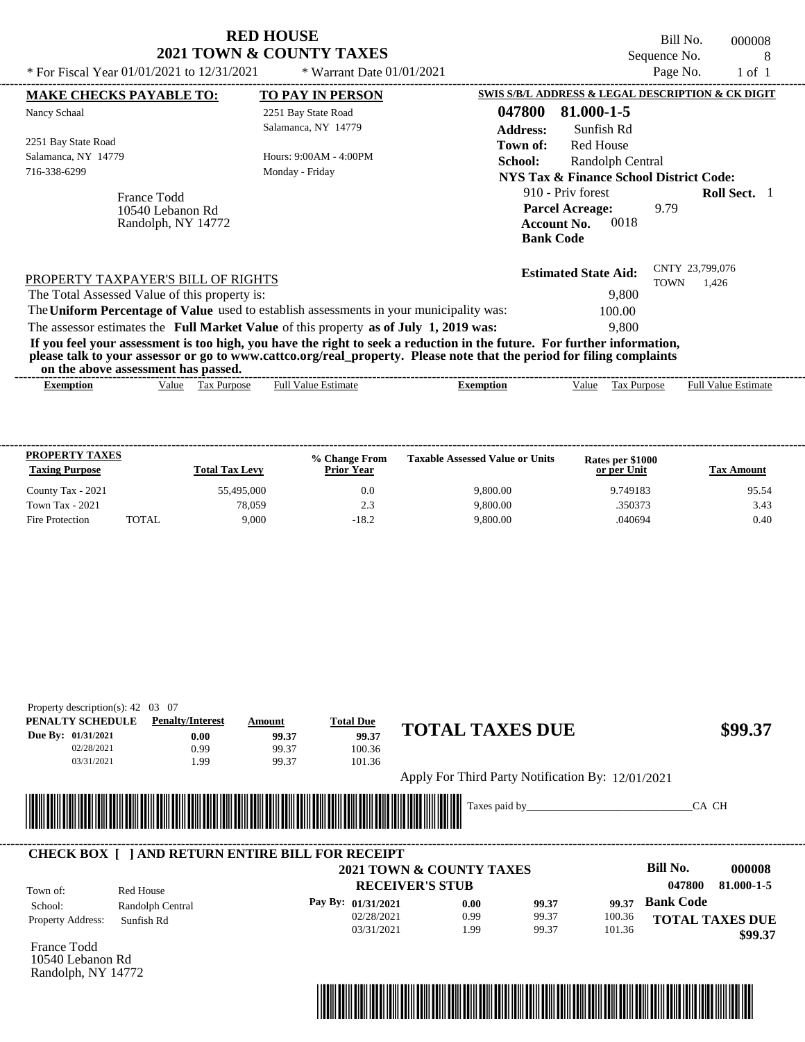# RED HOUSE
## 2021 TOWN & COUNTY TAXES

Bill No. 000008
Sequence No. 8
Page No. 1 of 1

\* For Fiscal Year 01/01/2021 to 12/31/2021 \* Warrant Date 01/01/2021

**MAKE CHECKS PAYABLE TO:**
Nancy Schaal
2251 Bay State Road
Salamanca, NY 14779
716-338-6299

**TO PAY IN PERSON**
2251 Bay State Road
Salamanca, NY 14779
Hours: 9:00AM - 4:00PM
Monday - Friday

France Todd
10540 Lebanon Rd
Randolph, NY 14772

**SWIS S/B/L ADDRESS & LEGAL DESCRIPTION & CK DIGIT**
**047800 81.000-1-5**
**Address:** Sunfish Rd
**Town of:** Red House
**School:** Randolph Central
**NYS Tax & Finance School District Code:**
910 - Priv forest **Roll Sect.** 1
**Parcel Acreage:** 9.79
**Account No.** 0018
**Bank Code**

**Estimated State Aid:** CNTY 23,799,076 TOWN 1,426

PROPERTY TAXPAYER'S BILL OF RIGHTS
The Total Assessed Value of this property is: 9,800
The **Uniform Percentage of Value** used to establish assessments in your municipality was: 100.00
The assessor estimates the **Full Market Value** of this property **as of July 1, 2019 was:** 9,800

**If you feel your assessment is too high, you have the right to seek a reduction in the future. For further information, please talk to your assessor or go to www.cattco.org/real_property. Please note that the period for filing complaints on the above assessment has passed.**

| Exemption | Value | Tax Purpose | Full Value Estimate | Exemption | Value | Tax Purpose | Full Value Estimate |
|---|---|---|---|---|---|---|---|

| PROPERTY TAXES Taxing Purpose | | Total Tax Levy | % Change From Prior Year | Taxable Assessed Value or Units | Rates per $1000 or per Unit | Tax Amount |
|---|---|---|---|---|---|---|
| County Tax - 2021 | | 55,495,000 | 0.0 | 9,800.00 | 9.749183 | 95.54 |
| Town Tax - 2021 | | 78,059 | 2.3 | 9,800.00 | .350373 | 3.43 |
| Fire Protection | TOTAL | 9,000 | -18.2 | 9,800.00 | .040694 | 0.40 |

Property description(s): 42 03 07

| PENALTY SCHEDULE | Penalty/Interest | Amount | Total Due |
|---|---|---|---|
| Due By: 01/31/2021 | 0.00 | 99.37 | 99.37 |
| 02/28/2021 | 0.99 | 99.37 | 100.36 |
| 03/31/2021 | 1.99 | 99.37 | 101.36 |

**TOTAL TAXES DUE $99.37**

Apply For Third Party Notification By: 12/01/2021

Taxes paid by_______________________________CA CH

**CHECK BOX [ ] AND RETURN ENTIRE BILL FOR RECEIPT**

**2021 TOWN & COUNTY TAXES**
**RECEIVER'S STUB**

**Bill No. 000008**
**047800 81.000-1-5**

Town of: Red House
School: Randolph Central
Property Address: Sunfish Rd

| Pay By: | | | |
|---|---|---|---|
| 01/31/2021 | 0.00 | 99.37 | 99.37 |
| 02/28/2021 | 0.99 | 99.37 | 100.36 |
| 03/31/2021 | 1.99 | 99.37 | 101.36 |

**Bank Code**
**TOTAL TAXES DUE $99.37**

France Todd
10540 Lebanon Rd
Randolph, NY 14772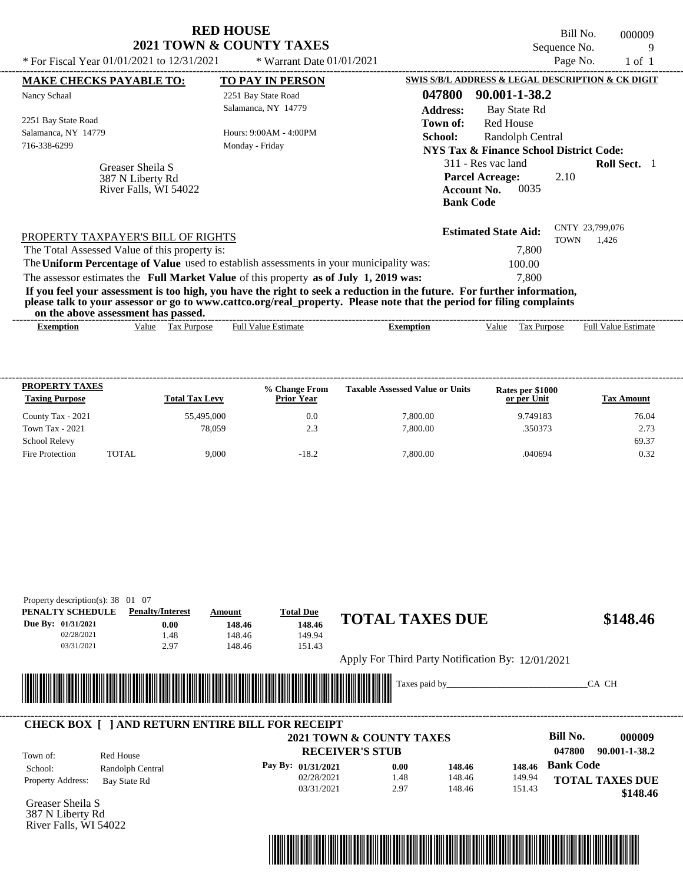# RED HOUSE
## 2021 TOWN & COUNTY TAXES

\* For Fiscal Year 01/01/2021 to 12/31/2021 \* Warrant Date 01/01/2021

Bill No. 000009
Sequence No. 9
Page No. 1 of 1

**MAKE CHECKS PAYABLE TO:**
Nancy Schaal

2251 Bay State Road
Salamanca, NY 14779
716-338-6299

Greaser Sheila S
387 N Liberty Rd
River Falls, WI 54022

**TO PAY IN PERSON**
2251 Bay State Road
Salamanca, NY 14779

Hours: 9:00AM - 4:00PM
Monday - Friday

**SWIS S/B/L ADDRESS & LEGAL DESCRIPTION & CK DIGIT**
**047800 90.001-1-38.2**
**Address:** Bay State Rd
**Town of:** Red House
**School:** Randolph Central
**NYS Tax & Finance School District Code:**
311 - Res vac land **Roll Sect.** 1
**Parcel Acreage:** 2.10
**Account No.** 0035
**Bank Code**

**Estimated State Aid:** CNTY 23,799,076 TOWN 1,426

PROPERTY TAXPAYER'S BILL OF RIGHTS
The Total Assessed Value of this property is: 7,800
The **Uniform Percentage of Value** used to establish assessments in your municipality was: 100.00
The assessor estimates the **Full Market Value** of this property **as of July 1, 2019 was:** 7,800

**If you feel your assessment is too high, you have the right to seek a reduction in the future. For further information, please talk to your assessor or go to www.cattco.org/real_property. Please note that the period for filing complaints on the above assessment has passed.**

| Exemption | Value | Tax Purpose | Full Value Estimate | Exemption | Value | Tax Purpose | Full Value Estimate |
|---|---|---|---|---|---|---|---|

| PROPERTY TAXES Taxing Purpose | | Total Tax Levy | % Change From Prior Year | Taxable Assessed Value or Units | Rates per $1000 or per Unit | Tax Amount |
|---|---|---|---|---|---|---|
| County Tax - 2021 | | 55,495,000 | 0.0 | 7,800.00 | 9.749183 | 76.04 |
| Town Tax - 2021 | | 78,059 | 2.3 | 7,800.00 | .350373 | 2.73 |
| School Relevy | | | | | | 69.37 |
| Fire Protection | TOTAL | 9,000 | -18.2 | 7,800.00 | .040694 | 0.32 |

Property description(s): 38 01 07

| PENALTY SCHEDULE | Penalty/Interest | Amount | Total Due |
|---|---|---|---|
| Due By: 01/31/2021 | 0.00 | 148.46 | 148.46 |
| 02/28/2021 | 1.48 | 148.46 | 149.94 |
| 03/31/2021 | 2.97 | 148.46 | 151.43 |

**TOTAL TAXES DUE $148.46**

Apply For Third Party Notification By: 12/01/2021

Taxes paid by_______________________________CA CH

**CHECK BOX [ ] AND RETURN ENTIRE BILL FOR RECEIPT**

**2021 TOWN & COUNTY TAXES**
**RECEIVER'S STUB**

**Bill No. 000009**
**047800 90.001-1-38.2**

Town of: Red House
School: Randolph Central
Property Address: Bay State Rd

| Pay By: | Penalty/Interest | Amount | Total Due |
|---|---|---|---|
| 01/31/2021 | 0.00 | 148.46 | 148.46 |
| 02/28/2021 | 1.48 | 148.46 | 149.94 |
| 03/31/2021 | 2.97 | 148.46 | 151.43 |

**Bank Code**

**TOTAL TAXES DUE $148.46**

Greaser Sheila S
387 N Liberty Rd
River Falls, WI 54022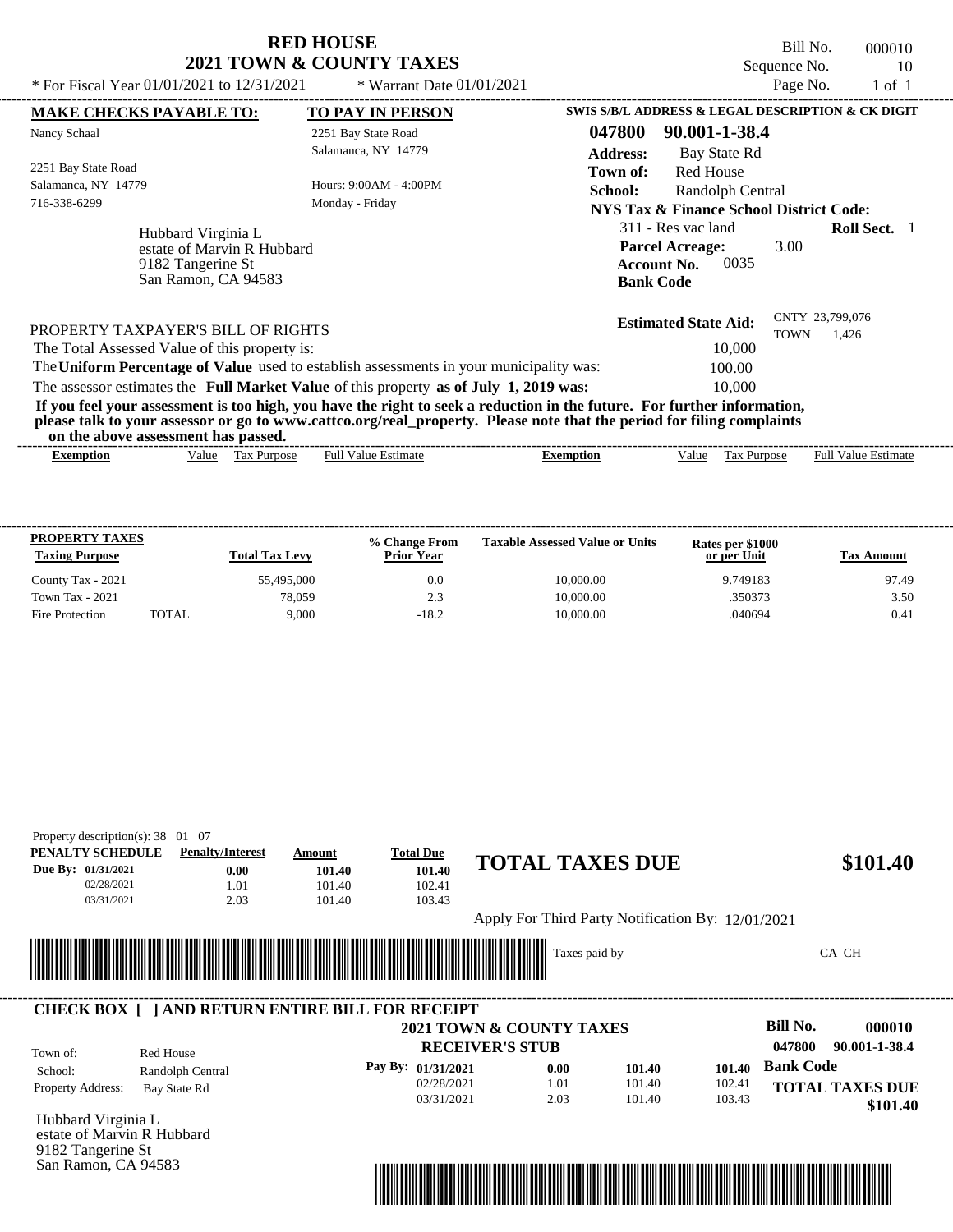# RED HOUSE
## 2021 TOWN & COUNTY TAXES

Bill No. 000010
Sequence No. 10
Page No. 1 of 1

* For Fiscal Year 01/01/2021 to 12/31/2021 * Warrant Date 01/01/2021

**MAKE CHECKS PAYABLE TO:**

Nancy Schaal

2251 Bay State Road
Salamanca, NY 14779
716-338-6299

**TO PAY IN PERSON**

2251 Bay State Road
Salamanca, NY 14779

Hours: 9:00AM - 4:00PM
Monday - Friday

**SWIS S/B/L ADDRESS & LEGAL DESCRIPTION & CK DIGIT**

**047800 90.001-1-38.4**

**Address:** Bay State Rd
**Town of:** Red House
**School:** Randolph Central
**NYS Tax & Finance School District Code:**
311 - Res vac land **Roll Sect.** 1
**Parcel Acreage:** 3.00
**Account No.** 0035
**Bank Code**

Hubbard Virginia L
estate of Marvin R Hubbard
9182 Tangerine St
San Ramon, CA 94583

**Estimated State Aid:** CNTY 23,799,076 TOWN 1,426

PROPERTY TAXPAYER'S BILL OF RIGHTS

The Total Assessed Value of this property is: 10,000

The **Uniform Percentage of Value** used to establish assessments in your municipality was: 100.00

The assessor estimates the **Full Market Value** of this property **as of July 1, 2019 was:** 10,000

**If you feel your assessment is too high, you have the right to seek a reduction in the future. For further information, please talk to your assessor or go to www.cattco.org/real_property. Please note that the period for filing complaints on the above assessment has passed.**

| Exemption | Value | Tax Purpose | Full Value Estimate | Exemption | Value | Tax Purpose | Full Value Estimate |
|---|---|---|---|---|---|---|---|

| PROPERTY TAXES Taxing Purpose | | Total Tax Levy | % Change From Prior Year | Taxable Assessed Value or Units | Rates per $1000 or per Unit | Tax Amount |
|---|---|---|---|---|---|---|
| County Tax - 2021 | | 55,495,000 | 0.0 | 10,000.00 | 9.749183 | 97.49 |
| Town Tax - 2021 | | 78,059 | 2.3 | 10,000.00 | .350373 | 3.50 |
| Fire Protection | TOTAL | 9,000 | -18.2 | 10,000.00 | .040694 | 0.41 |

Property description(s): 38 01 07

| PENALTY SCHEDULE | Penalty/Interest | Amount | Total Due |
|---|---|---|---|
| Due By: 01/31/2021 | 0.00 | 101.40 | 101.40 |
| 02/28/2021 | 1.01 | 101.40 | 102.41 |
| 03/31/2021 | 2.03 | 101.40 | 103.43 |

**TOTAL TAXES DUE $101.40**

Apply For Third Party Notification By: 12/01/2021

Taxes paid by_______________________________CA CH

**CHECK BOX [ ] AND RETURN ENTIRE BILL FOR RECEIPT**

**2021 TOWN & COUNTY TAXES**
**RECEIVER'S STUB**

**Bill No. 000010**
**047800 90.001-1-38.4**
**Bank Code**

Town of: Red House
School: Randolph Central
Property Address: Bay State Rd

| Pay By: | | | |
|---|---|---|---|
| 01/31/2021 | 0.00 | 101.40 | 101.40 |
| 02/28/2021 | 1.01 | 101.40 | 102.41 |
| 03/31/2021 | 2.03 | 101.40 | 103.43 |

**TOTAL TAXES DUE $101.40**

Hubbard Virginia L
estate of Marvin R Hubbard
9182 Tangerine St
San Ramon, CA 94583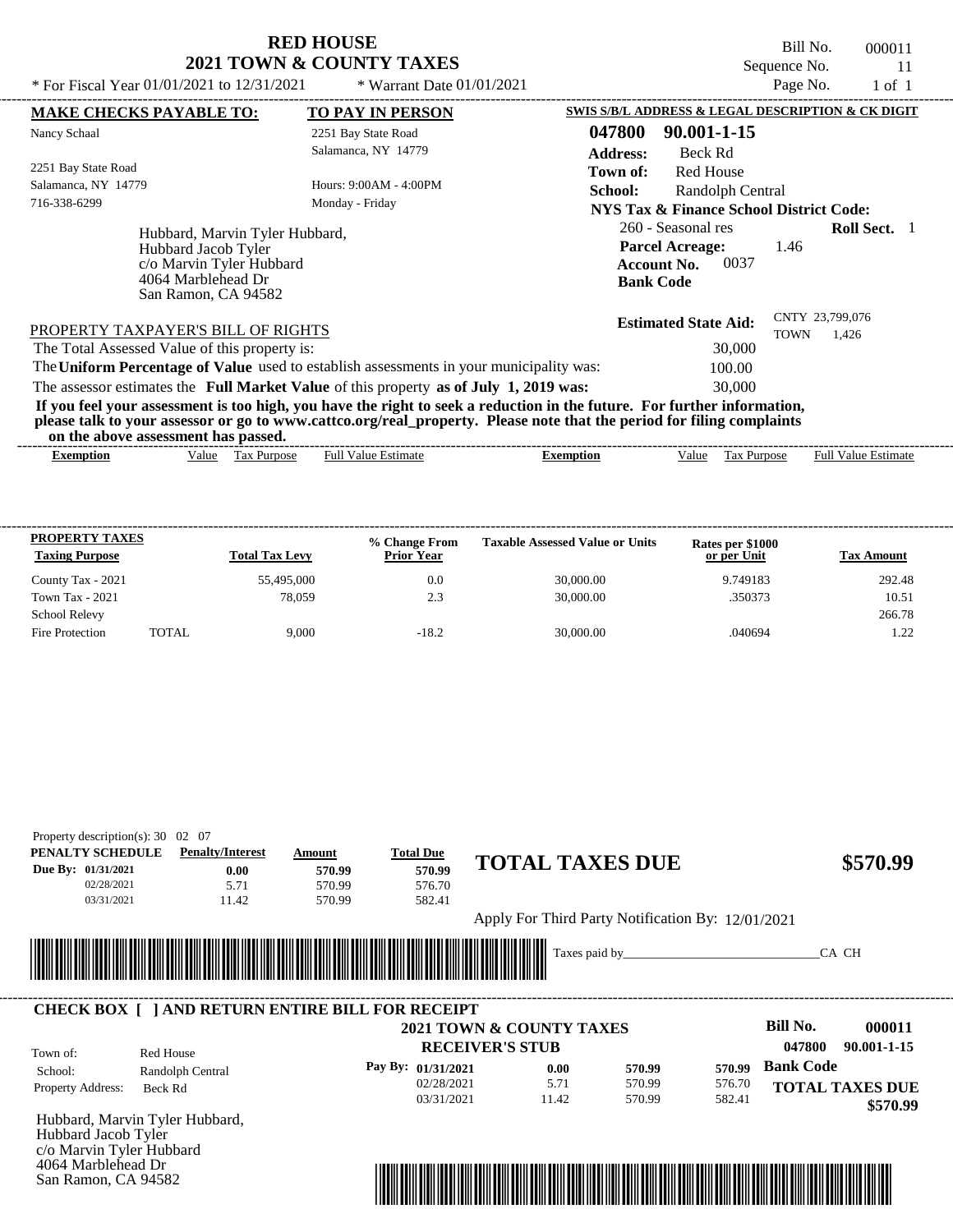# RED HOUSE
## 2021 TOWN & COUNTY TAXES

Bill No. 000011
Sequence No. 11
Page No. 1 of 1

* For Fiscal Year 01/01/2021 to 12/31/2021 * Warrant Date 01/01/2021

**MAKE CHECKS PAYABLE TO:**
Nancy Schaal
2251 Bay State Road
Salamanca, NY 14779
716-338-6299

**TO PAY IN PERSON**
2251 Bay State Road
Salamanca, NY 14779
Hours: 9:00AM - 4:00PM
Monday - Friday

**SWIS S/B/L ADDRESS & LEGAL DESCRIPTION & CK DIGIT**
**047800 90.001-1-15**
**Address:** Beck Rd
**Town of:** Red House
**School:** Randolph Central
**NYS Tax & Finance School District Code:**
260 - Seasonal res **Roll Sect.** 1
**Parcel Acreage:** 1.46
**Account No.** 0037
**Bank Code**

Hubbard, Marvin Tyler Hubbard,
Hubbard Jacob Tyler
c/o Marvin Tyler Hubbard
4064 Marblehead Dr
San Ramon, CA 94582

**Estimated State Aid:** CNTY 23,799,076 TOWN 1,426

PROPERTY TAXPAYER'S BILL OF RIGHTS

The Total Assessed Value of this property is: 30,000
The **Uniform Percentage of Value** used to establish assessments in your municipality was: 100.00
The assessor estimates the **Full Market Value** of this property **as of July 1, 2019 was:** 30,000

**If you feel your assessment is too high, you have the right to seek a reduction in the future. For further information, please talk to your assessor or go to www.cattco.org/real_property. Please note that the period for filing complaints on the above assessment has passed.**

| Exemption | Value | Tax Purpose | Full Value Estimate | Exemption | Value | Tax Purpose | Full Value Estimate |
|---|---|---|---|---|---|---|---|

| PROPERTY TAXES Taxing Purpose | | Total Tax Levy | % Change From Prior Year | Taxable Assessed Value or Units | Rates per $1000 or per Unit | Tax Amount |
|---|---|---|---|---|---|---|
| County Tax - 2021 | | 55,495,000 | 0.0 | 30,000.00 | 9.749183 | 292.48 |
| Town Tax - 2021 | | 78,059 | 2.3 | 30,000.00 | .350373 | 10.51 |
| School Relevy | | | | | | 266.78 |
| Fire Protection | TOTAL | 9,000 | -18.2 | 30,000.00 | .040694 | 1.22 |

Property description(s): 30 02 07

| PENALTY SCHEDULE | Penalty/Interest | Amount | Total Due |
|---|---|---|---|
| Due By: 01/31/2021 | 0.00 | 570.99 | 570.99 |
| 02/28/2021 | 5.71 | 570.99 | 576.70 |
| 03/31/2021 | 11.42 | 570.99 | 582.41 |

**TOTAL TAXES DUE $570.99**

Apply For Third Party Notification By: 12/01/2021

Taxes paid by_______________________________CA CH

**CHECK BOX [ ] AND RETURN ENTIRE BILL FOR RECEIPT**

**2021 TOWN & COUNTY TAXES**
**RECEIVER'S STUB**

**Bill No. 000011**
**047800 90.001-1-15**

Town of: Red House
School: Randolph Central
Property Address: Beck Rd

| Pay By: | | | | |
|---|---|---|---|---|
| 01/31/2021 | 0.00 | 570.99 | 570.99 | **Bank Code** |
| 02/28/2021 | 5.71 | 570.99 | 576.70 | |
| 03/31/2021 | 11.42 | 570.99 | 582.41 | |

**TOTAL TAXES DUE $570.99**

Hubbard, Marvin Tyler Hubbard,
Hubbard Jacob Tyler
c/o Marvin Tyler Hubbard
4064 Marblehead Dr
San Ramon, CA 94582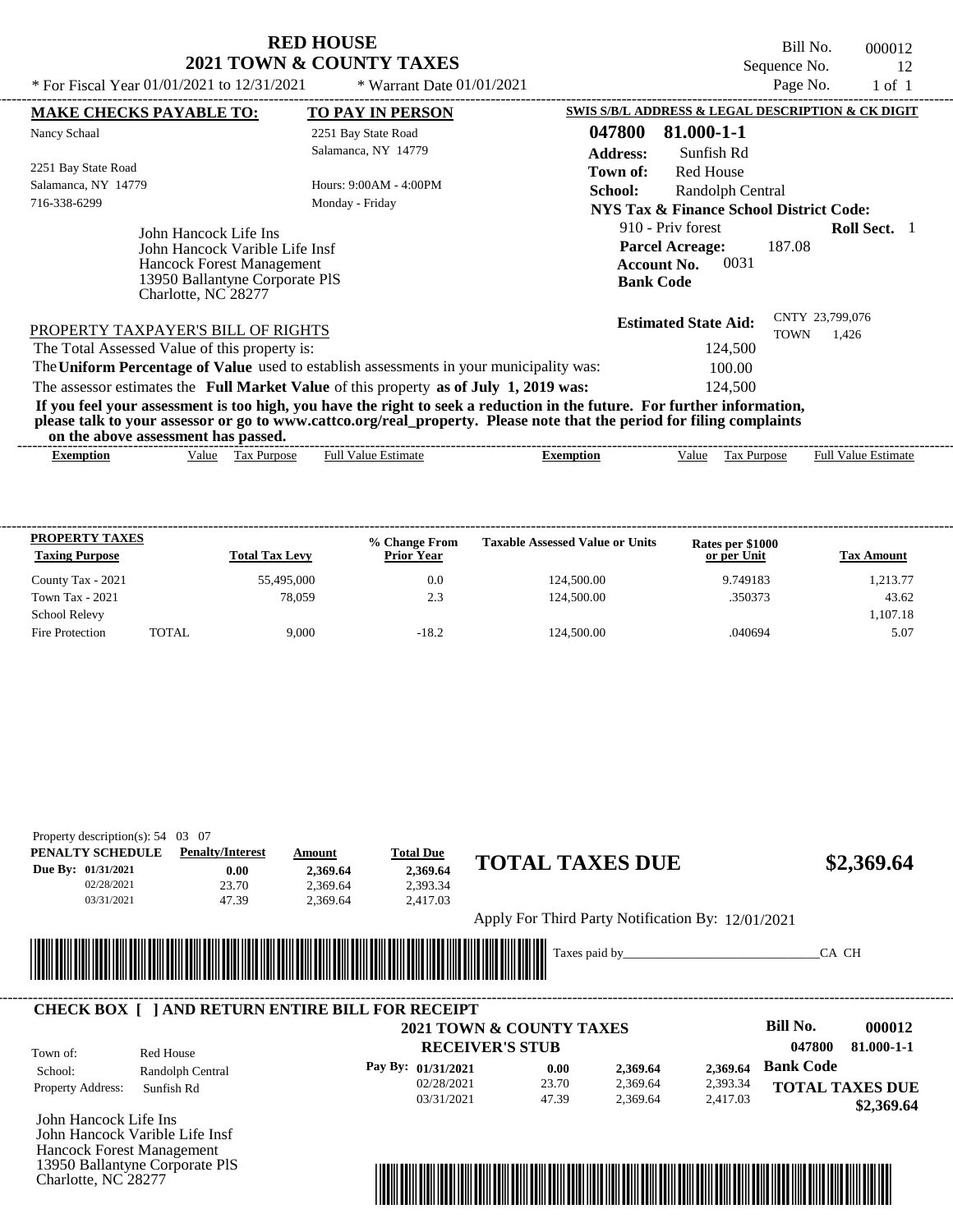# RED HOUSE
## 2021 TOWN & COUNTY TAXES

Bill No. 000012
Sequence No. 12
Page No. 1 of 1

\* For Fiscal Year 01/01/2021 to 12/31/2021 \* Warrant Date 01/01/2021

**MAKE CHECKS PAYABLE TO:**
Nancy Schaal

2251 Bay State Road
Salamanca, NY 14779
716-338-6299

**TO PAY IN PERSON**
2251 Bay State Road
Salamanca, NY 14779

Hours: 9:00AM - 4:00PM
Monday - Friday

**SWIS S/B/L ADDRESS & LEGAL DESCRIPTION & CK DIGIT**
**047800 81.000-1-1**
**Address:** Sunfish Rd
**Town of:** Red House
**School:** Randolph Central
**NYS Tax & Finance School District Code:**
910 - Priv forest **Roll Sect.** 1
**Parcel Acreage:** 187.08
**Account No.** 0031
**Bank Code**

John Hancock Life Ins
John Hancock Varible Life Insf
Hancock Forest Management
13950 Ballantyne Corporate PlS
Charlotte, NC 28277

**Estimated State Aid:** CNTY 23,799,076 TOWN 1,426

PROPERTY TAXPAYER'S BILL OF RIGHTS

The Total Assessed Value of this property is: 124,500
The **Uniform Percentage of Value** used to establish assessments in your municipality was: 100.00
The assessor estimates the **Full Market Value** of this property **as of July 1, 2019 was:** 124,500

**If you feel your assessment is too high, you have the right to seek a reduction in the future. For further information, please talk to your assessor or go to www.cattco.org/real_property. Please note that the period for filing complaints on the above assessment has passed.**

| Exemption | Value | Tax Purpose | Full Value Estimate | Exemption | Value | Tax Purpose | Full Value Estimate |
|---|---|---|---|---|---|---|---|

| PROPERTY TAXES Taxing Purpose | | Total Tax Levy | % Change From Prior Year | Taxable Assessed Value or Units | Rates per $1000 or per Unit | Tax Amount |
|---|---|---|---|---|---|---|
| County Tax - 2021 | | 55,495,000 | 0.0 | 124,500.00 | 9.749183 | 1,213.77 |
| Town Tax - 2021 | | 78,059 | 2.3 | 124,500.00 | .350373 | 43.62 |
| School Relevy | | | | | | 1,107.18 |
| Fire Protection | TOTAL | 9,000 | -18.2 | 124,500.00 | .040694 | 5.07 |

Property description(s): 54 03 07

| PENALTY SCHEDULE | Penalty/Interest | Amount | Total Due |
|---|---|---|---|
| Due By: 01/31/2021 | 0.00 | 2,369.64 | 2,369.64 |
| 02/28/2021 | 23.70 | 2,369.64 | 2,393.34 |
| 03/31/2021 | 47.39 | 2,369.64 | 2,417.03 |

**TOTAL TAXES DUE $2,369.64**

Apply For Third Party Notification By: 12/01/2021

Taxes paid by_______________________________CA CH

**CHECK BOX [ ] AND RETURN ENTIRE BILL FOR RECEIPT**

**2021 TOWN & COUNTY TAXES**
**RECEIVER'S STUB**

**Bill No. 000012**
**047800 81.000-1-1**

Town of: Red House
School: Randolph Central
Property Address: Sunfish Rd

| Pay By: | | | |
|---|---|---|---|
| 01/31/2021 | 0.00 | 2,369.64 | 2,369.64 |
| 02/28/2021 | 23.70 | 2,369.64 | 2,393.34 |
| 03/31/2021 | 47.39 | 2,369.64 | 2,417.03 |

**Bank Code**
**TOTAL TAXES DUE**
**$2,369.64**

John Hancock Life Ins
John Hancock Varible Life Insf
Hancock Forest Management
13950 Ballantyne Corporate PlS
Charlotte, NC 28277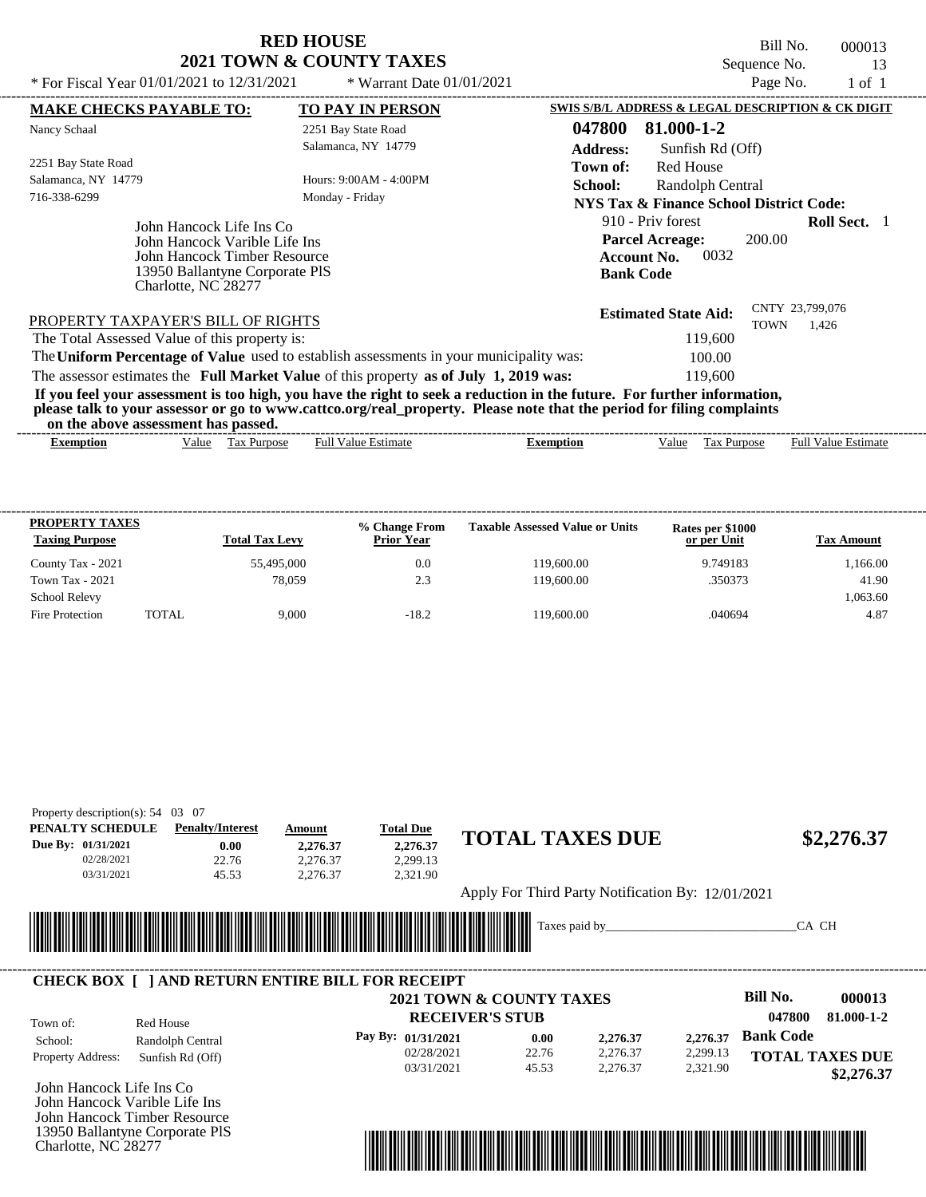# RED HOUSE
## 2021 TOWN & COUNTY TAXES

Bill No. 000013
Sequence No. 13
Page No. 1 of 1

* For Fiscal Year 01/01/2021 to 12/31/2021 * Warrant Date 01/01/2021

**MAKE CHECKS PAYABLE TO:**
Nancy Schaal

2251 Bay State Road
Salamanca, NY 14779
716-338-6299

**TO PAY IN PERSON**
2251 Bay State Road
Salamanca, NY 14779

Hours: 9:00AM - 4:00PM
Monday - Friday

**SWIS S/B/L ADDRESS & LEGAL DESCRIPTION & CK DIGIT**
**047800 81.000-1-2**
**Address:** Sunfish Rd (Off)
**Town of:** Red House
**School:** Randolph Central
**NYS Tax & Finance School District Code:**
910 - Priv forest **Roll Sect.** 1
**Parcel Acreage:** 200.00
**Account No.** 0032
**Bank Code**

John Hancock Life Ins Co
John Hancock Varible Life Ins
John Hancock Timber Resource
13950 Ballantyne Corporate PlS
Charlotte, NC 28277

**Estimated State Aid:** CNTY 23,799,076 TOWN 1,426

PROPERTY TAXPAYER'S BILL OF RIGHTS

The Total Assessed Value of this property is: 119,600
The **Uniform Percentage of Value** used to establish assessments in your municipality was: 100.00
The assessor estimates the **Full Market Value** of this property **as of July 1, 2019 was:** 119,600

**If you feel your assessment is too high, you have the right to seek a reduction in the future. For further information, please talk to your assessor or go to www.cattco.org/real_property. Please note that the period for filing complaints on the above assessment has passed.**

| Exemption | Value | Tax Purpose | Full Value Estimate | Exemption | Value | Tax Purpose | Full Value Estimate |
|---|---|---|---|---|---|---|---|

| PROPERTY TAXES Taxing Purpose | Total Tax Levy | % Change From Prior Year | Taxable Assessed Value or Units | Rates per $1000 or per Unit | Tax Amount |
|---|---|---|---|---|---|
| County Tax - 2021 | 55,495,000 | 0.0 | 119,600.00 | 9.749183 | 1,166.00 |
| Town Tax - 2021 | 78,059 | 2.3 | 119,600.00 | .350373 | 41.90 |
| School Relevy | | | | | 1,063.60 |
| Fire Protection TOTAL | 9,000 | -18.2 | 119,600.00 | .040694 | 4.87 |

Property description(s): 54 03 07

| PENALTY SCHEDULE | Penalty/Interest | Amount | Total Due |
|---|---|---|---|
| Due By: 01/31/2021 | 0.00 | 2,276.37 | 2,276.37 |
| 02/28/2021 | 22.76 | 2,276.37 | 2,299.13 |
| 03/31/2021 | 45.53 | 2,276.37 | 2,321.90 |

**TOTAL TAXES DUE $2,276.37**

Apply For Third Party Notification By: 12/01/2021

Taxes paid by_______________________________CA CH

**CHECK BOX [ ] AND RETURN ENTIRE BILL FOR RECEIPT**

**2021 TOWN & COUNTY TAXES**
**RECEIVER'S STUB**

Bill No. **000013**
**047800 81.000-1-2**

Town of: Red House
School: Randolph Central
Property Address: Sunfish Rd (Off)

| Pay By: | | | |
|---|---|---|---|
| 01/31/2021 | 0.00 | 2,276.37 | 2,276.37 |
| 02/28/2021 | 22.76 | 2,276.37 | 2,299.13 |
| 03/31/2021 | 45.53 | 2,276.37 | 2,321.90 |

**Bank Code**

**TOTAL TAXES DUE $2,276.37**

John Hancock Life Ins Co
John Hancock Varible Life Ins
John Hancock Timber Resource
13950 Ballantyne Corporate PlS
Charlotte, NC 28277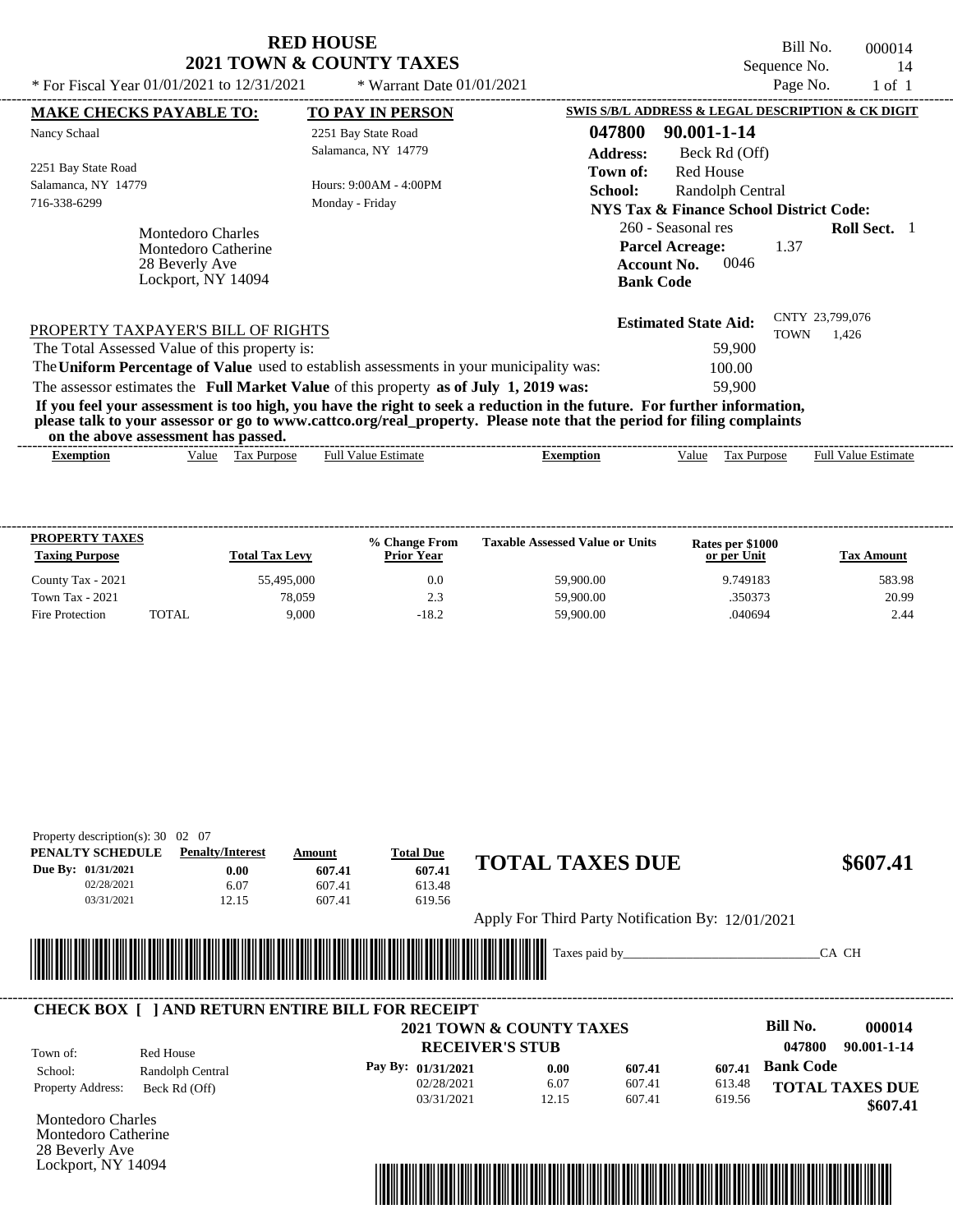# RED HOUSE
## 2021 TOWN & COUNTY TAXES

\* For Fiscal Year 01/01/2021 to 12/31/2021 \* Warrant Date 01/01/2021

Bill No. 000014
Sequence No. 14
Page No. 1 of 1

**MAKE CHECKS PAYABLE TO:**
Nancy Schaal

2251 Bay State Road
Salamanca, NY 14779
716-338-6299

**TO PAY IN PERSON**
2251 Bay State Road
Salamanca, NY 14779

Hours: 9:00AM - 4:00PM
Monday - Friday

Montedoro Charles
Montedoro Catherine
28 Beverly Ave
Lockport, NY 14094

**SWIS S/B/L ADDRESS & LEGAL DESCRIPTION & CK DIGIT**

**047800 90.001-1-14**
**Address:** Beck Rd (Off)
**Town of:** Red House
**School:** Randolph Central
**NYS Tax & Finance School District Code:**
260 - Seasonal res **Roll Sect.** 1
**Parcel Acreage:** 1.37
**Account No.** 0046
**Bank Code**

**Estimated State Aid:** CNTY 23,799,076 TOWN 1,426

PROPERTY TAXPAYER'S BILL OF RIGHTS

The Total Assessed Value of this property is: 59,900
The **Uniform Percentage of Value** used to establish assessments in your municipality was: 100.00
The assessor estimates the **Full Market Value** of this property **as of July 1, 2019 was:** 59,900

**If you feel your assessment is too high, you have the right to seek a reduction in the future. For further information, please talk to your assessor or go to www.cattco.org/real_property. Please note that the period for filing complaints on the above assessment has passed.**

| Exemption | Value | Tax Purpose | Full Value Estimate | Exemption | Value | Tax Purpose | Full Value Estimate |
|---|---|---|---|---|---|---|---|

| PROPERTY TAXES Taxing Purpose | | Total Tax Levy | % Change From Prior Year | Taxable Assessed Value or Units | Rates per $1000 or per Unit | Tax Amount |
|---|---|---|---|---|---|---|
| County Tax - 2021 | | 55,495,000 | 0.0 | 59,900.00 | 9.749183 | 583.98 |
| Town Tax - 2021 | | 78,059 | 2.3 | 59,900.00 | .350373 | 20.99 |
| Fire Protection | TOTAL | 9,000 | -18.2 | 59,900.00 | .040694 | 2.44 |

Property description(s): 30 02 07

| PENALTY SCHEDULE | Penalty/Interest | Amount | Total Due |
|---|---|---|---|
| Due By: 01/31/2021 | 0.00 | 607.41 | 607.41 |
| 02/28/2021 | 6.07 | 607.41 | 613.48 |
| 03/31/2021 | 12.15 | 607.41 | 619.56 |

**TOTAL TAXES DUE $607.41**

Apply For Third Party Notification By: 12/01/2021

Taxes paid by\_\_\_\_\_\_\_\_\_\_\_\_\_\_\_\_\_\_\_\_\_\_\_\_\_\_\_\_\_\_CA CH

**CHECK BOX [ ] AND RETURN ENTIRE BILL FOR RECEIPT**

**2021 TOWN & COUNTY TAXES**
**RECEIVER'S STUB**

Bill No. **000014**
**047800 90.001-1-14**

Town of: Red House
School: Randolph Central
Property Address: Beck Rd (Off)

| Pay By: | | | |
|---|---|---|---|
| 01/31/2021 | 0.00 | 607.41 | 607.41 |
| 02/28/2021 | 6.07 | 607.41 | 613.48 |
| 03/31/2021 | 12.15 | 607.41 | 619.56 |

**Bank Code**

**TOTAL TAXES DUE $607.41**

Montedoro Charles
Montedoro Catherine
28 Beverly Ave
Lockport, NY 14094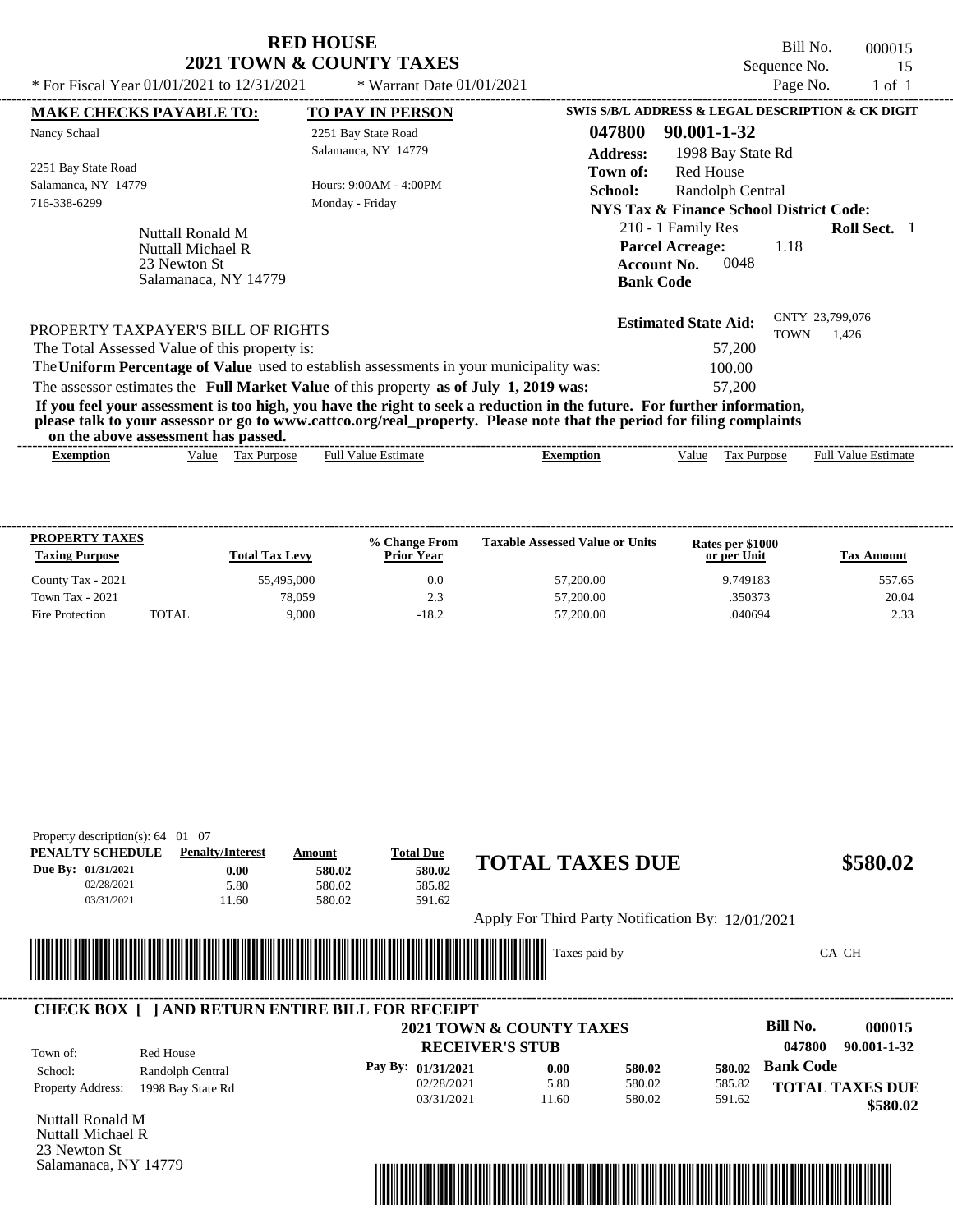# RED HOUSE
## 2021 TOWN & COUNTY TAXES

\* For Fiscal Year 01/01/2021 to 12/31/2021 \* Warrant Date 01/01/2021

Bill No. 000015
Sequence No. 15
Page No. 1 of 1

**MAKE CHECKS PAYABLE TO:**
Nancy Schaal

2251 Bay State Road
Salamanca, NY 14779
716-338-6299

**TO PAY IN PERSON**
2251 Bay State Road
Salamanca, NY 14779

Hours: 9:00AM - 4:00PM
Monday - Friday

**SWIS S/B/L ADDRESS & LEGAL DESCRIPTION & CK DIGIT**

**047800 90.001-1-32**
**Address:** 1998 Bay State Rd
**Town of:** Red House
**School:** Randolph Central
**NYS Tax & Finance School District Code:**
210 - 1 Family Res **Roll Sect.** 1
**Parcel Acreage:** 1.18
**Account No.** 0048
**Bank Code**

Nuttall Ronald M
Nuttall Michael R
23 Newton St
Salamanaca, NY 14779

**Estimated State Aid:** CNTY 23,799,076 TOWN 1,426

PROPERTY TAXPAYER'S BILL OF RIGHTS

The Total Assessed Value of this property is: 57,200
The **Uniform Percentage of Value** used to establish assessments in your municipality was: 100.00
The assessor estimates the **Full Market Value** of this property **as of July 1, 2019 was:** 57,200

**If you feel your assessment is too high, you have the right to seek a reduction in the future. For further information, please talk to your assessor or go to www.cattco.org/real_property. Please note that the period for filing complaints on the above assessment has passed.**

| Exemption | Value | Tax Purpose | Full Value Estimate | Exemption | Value | Tax Purpose | Full Value Estimate |
|---|---|---|---|---|---|---|---|

| PROPERTY TAXES Taxing Purpose | | Total Tax Levy | % Change From Prior Year | Taxable Assessed Value or Units | Rates per $1000 or per Unit | Tax Amount |
|---|---|---|---|---|---|---|
| County Tax - 2021 | | 55,495,000 | 0.0 | 57,200.00 | 9.749183 | 557.65 |
| Town Tax - 2021 | | 78,059 | 2.3 | 57,200.00 | .350373 | 20.04 |
| Fire Protection | TOTAL | 9,000 | -18.2 | 57,200.00 | .040694 | 2.33 |

Property description(s): 64 01 07

| PENALTY SCHEDULE | Penalty/Interest | Amount | Total Due |
|---|---|---|---|
| Due By: 01/31/2021 | 0.00 | 580.02 | 580.02 |
| 02/28/2021 | 5.80 | 580.02 | 585.82 |
| 03/31/2021 | 11.60 | 580.02 | 591.62 |

**TOTAL TAXES DUE** **$580.02**

Apply For Third Party Notification By: 12/01/2021

Taxes paid by_______________________________CA CH

**CHECK BOX [ ] AND RETURN ENTIRE BILL FOR RECEIPT**

**2021 TOWN & COUNTY TAXES**
**RECEIVER'S STUB**

**Bill No. 000015**
**047800 90.001-1-32**

Town of: Red House
School: Randolph Central
Property Address: 1998 Bay State Rd

| Pay By: | | | |
|---|---|---|---|
| 01/31/2021 | 0.00 | 580.02 | 580.02 |
| 02/28/2021 | 5.80 | 580.02 | 585.82 |
| 03/31/2021 | 11.60 | 580.02 | 591.62 |

**Bank Code**

**TOTAL TAXES DUE**
**$580.02**

Nuttall Ronald M
Nuttall Michael R
23 Newton St
Salamanaca, NY 14779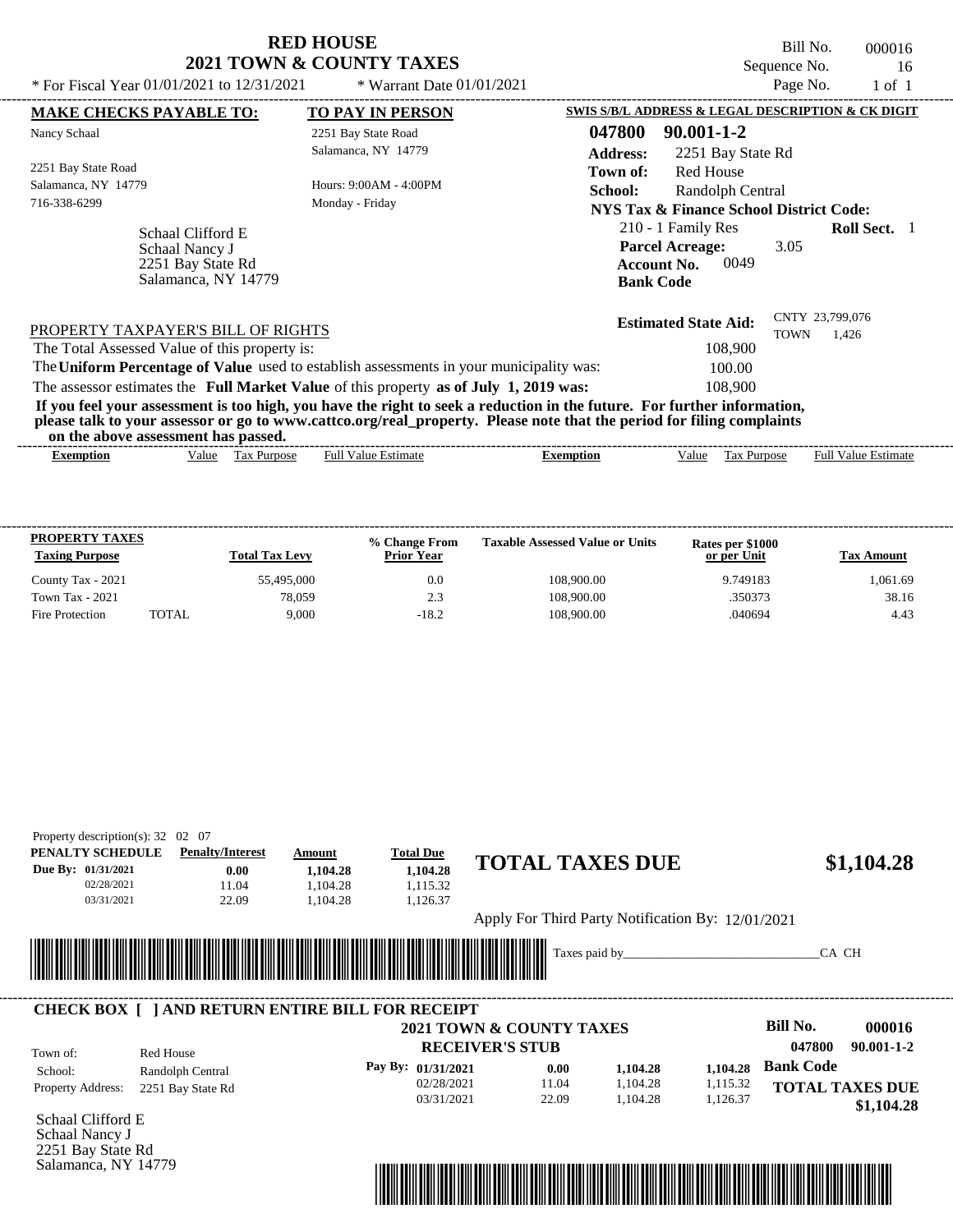# RED HOUSE
## 2021 TOWN & COUNTY TAXES

\* For Fiscal Year 01/01/2021 to 12/31/2021 \* Warrant Date 01/01/2021

Bill No. 000016
Sequence No. 16
Page No. 1 of 1

**MAKE CHECKS PAYABLE TO:**

Nancy Schaal

2251 Bay State Road
Salamanca, NY 14779
716-338-6299

**TO PAY IN PERSON**

2251 Bay State Road
Salamanca, NY 14779

Hours: 9:00AM - 4:00PM
Monday - Friday

Schaal Clifford E
Schaal Nancy J
2251 Bay State Rd
Salamanca, NY 14779

**SWIS S/B/L ADDRESS & LEGAL DESCRIPTION & CK DIGIT**

**047800 90.001-1-2**

**Address:** 2251 Bay State Rd
**Town of:** Red House
**School:** Randolph Central
**NYS Tax & Finance School District Code:**
210 - 1 Family Res **Roll Sect.** 1
**Parcel Acreage:** 3.05
**Account No.** 0049
**Bank Code**

**Estimated State Aid:** CNTY 23,799,076 TOWN 1,426

PROPERTY TAXPAYER'S BILL OF RIGHTS

The Total Assessed Value of this property is: 108,900
The **Uniform Percentage of Value** used to establish assessments in your municipality was: 100.00
The assessor estimates the **Full Market Value** of this property **as of July 1, 2019 was:** 108,900

**If you feel your assessment is too high, you have the right to seek a reduction in the future. For further information, please talk to your assessor or go to www.cattco.org/real_property. Please note that the period for filing complaints on the above assessment has passed.**

| Exemption | Value | Tax Purpose | Full Value Estimate | Exemption | Value | Tax Purpose | Full Value Estimate |
|---|---|---|---|---|---|---|---|

| PROPERTY TAXES Taxing Purpose | | Total Tax Levy | % Change From Prior Year | Taxable Assessed Value or Units | Rates per $1000 or per Unit | Tax Amount |
|---|---|---|---|---|---|---|
| County Tax - 2021 | | 55,495,000 | 0.0 | 108,900.00 | 9.749183 | 1,061.69 |
| Town Tax - 2021 | | 78,059 | 2.3 | 108,900.00 | .350373 | 38.16 |
| Fire Protection | TOTAL | 9,000 | -18.2 | 108,900.00 | .040694 | 4.43 |

Property description(s): 32 02 07

| PENALTY SCHEDULE | Penalty/Interest | Amount | Total Due |
|---|---|---|---|
| Due By: 01/31/2021 | 0.00 | 1,104.28 | 1,104.28 |
| 02/28/2021 | 11.04 | 1,104.28 | 1,115.32 |
| 03/31/2021 | 22.09 | 1,104.28 | 1,126.37 |

**TOTAL TAXES DUE $1,104.28**

Apply For Third Party Notification By: 12/01/2021

Taxes paid by_______________________________CA CH

**CHECK BOX [ ] AND RETURN ENTIRE BILL FOR RECEIPT**

**2021 TOWN & COUNTY TAXES**
**RECEIVER'S STUB**

Bill No. **000016**
**047800 90.001-1-2**

Town of: Red House
School: Randolph Central
Property Address: 2251 Bay State Rd

| Pay By: | | | |
|---|---|---|---|
| 01/31/2021 | 0.00 | 1,104.28 | 1,104.28 |
| 02/28/2021 | 11.04 | 1,104.28 | 1,115.32 |
| 03/31/2021 | 22.09 | 1,104.28 | 1,126.37 |

**Bank Code**

**TOTAL TAXES DUE**
**$1,104.28**

Schaal Clifford E
Schaal Nancy J
2251 Bay State Rd
Salamanca, NY 14779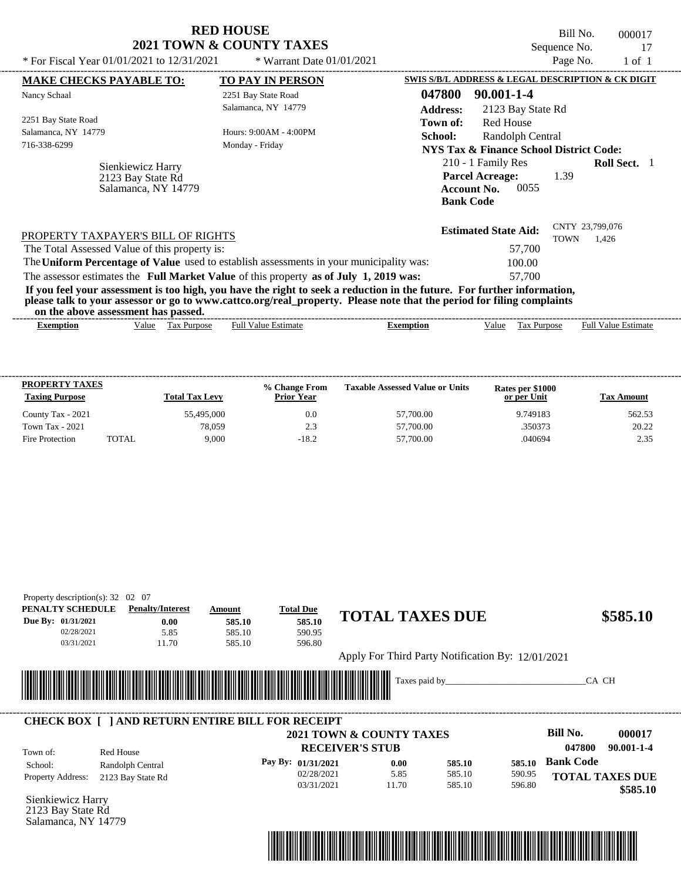# RED HOUSE
## 2021 TOWN & COUNTY TAXES

\* For Fiscal Year 01/01/2021 to 12/31/2021 \* Warrant Date 01/01/2021

Bill No. 000017
Sequence No. 17
Page No. 1 of 1

**MAKE CHECKS PAYABLE TO:**
Nancy Schaal

2251 Bay State Road
Salamanca, NY 14779
716-338-6299

**TO PAY IN PERSON**
2251 Bay State Road
Salamanca, NY 14779

Hours: 9:00AM - 4:00PM
Monday - Friday

Sienkiewicz Harry
2123 Bay State Rd
Salamanca, NY 14779

**SWIS S/B/L ADDRESS & LEGAL DESCRIPTION & CK DIGIT**

**047800 90.001-1-4**
**Address:** 2123 Bay State Rd
**Town of:** Red House
**School:** Randolph Central
**NYS Tax & Finance School District Code:**
210 - 1 Family Res **Roll Sect.** 1
**Parcel Acreage:** 1.39
**Account No.** 0055
**Bank Code**

**Estimated State Aid:** CNTY 23,799,076 TOWN 1,426

PROPERTY TAXPAYER'S BILL OF RIGHTS

The Total Assessed Value of this property is: 57,700
The **Uniform Percentage of Value** used to establish assessments in your municipality was: 100.00
The assessor estimates the **Full Market Value** of this property **as of July 1, 2019 was:** 57,700

**If you feel your assessment is too high, you have the right to seek a reduction in the future. For further information, please talk to your assessor or go to www.cattco.org/real_property. Please note that the period for filing complaints on the above assessment has passed.**

| Exemption | Value | Tax Purpose | Full Value Estimate | Exemption | Value | Tax Purpose | Full Value Estimate |
|---|---|---|---|---|---|---|---|

| PROPERTY TAXES Taxing Purpose | | Total Tax Levy | % Change From Prior Year | Taxable Assessed Value or Units | Rates per $1000 or per Unit | Tax Amount |
|---|---|---|---|---|---|---|
| County Tax - 2021 | | 55,495,000 | 0.0 | 57,700.00 | 9.749183 | 562.53 |
| Town Tax - 2021 | | 78,059 | 2.3 | 57,700.00 | .350373 | 20.22 |
| Fire Protection | TOTAL | 9,000 | -18.2 | 57,700.00 | .040694 | 2.35 |

Property description(s): 32 02 07

| PENALTY SCHEDULE | Penalty/Interest | Amount | Total Due |
|---|---|---|---|
| Due By: 01/31/2021 | 0.00 | 585.10 | 585.10 |
| 02/28/2021 | 5.85 | 585.10 | 590.95 |
| 03/31/2021 | 11.70 | 585.10 | 596.80 |

**TOTAL TAXES DUE $585.10**

Apply For Third Party Notification By: 12/01/2021

Taxes paid by_______________________________CA CH

**CHECK BOX [ ] AND RETURN ENTIRE BILL FOR RECEIPT**

**2021 TOWN & COUNTY TAXES**
**RECEIVER'S STUB**

**Bill No. 000017**
**047800 90.001-1-4**

Town of: Red House
School: Randolph Central
Property Address: 2123 Bay State Rd

| Pay By: | | | |
|---|---|---|---|
| 01/31/2021 | 0.00 | 585.10 | 585.10 |
| 02/28/2021 | 5.85 | 585.10 | 590.95 |
| 03/31/2021 | 11.70 | 585.10 | 596.80 |

**Bank Code**
**TOTAL TAXES DUE $585.10**

Sienkiewicz Harry
2123 Bay State Rd
Salamanca, NY 14779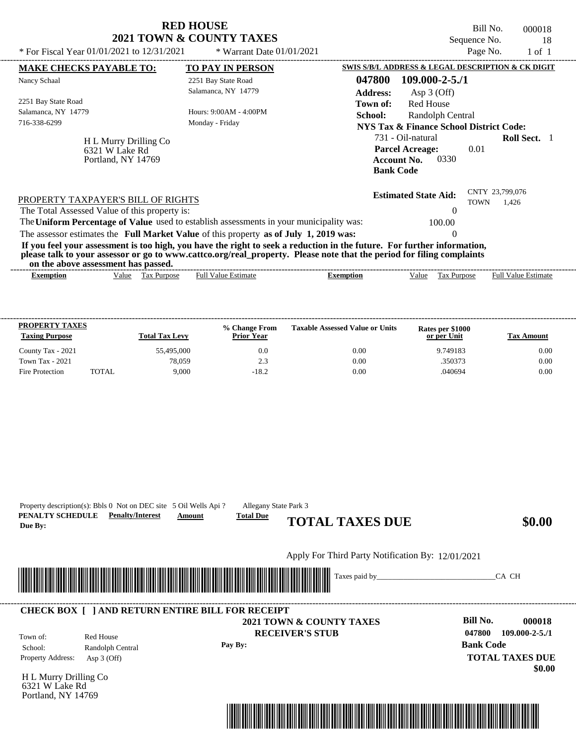# RED HOUSE
## 2021 TOWN & COUNTY TAXES

\* For Fiscal Year 01/01/2021 to 12/31/2021 \* Warrant Date 01/01/2021

Bill No. 000018
Sequence No. 18
Page No. 1 of 1

**MAKE CHECKS PAYABLE TO:**
Nancy Schaal
2251 Bay State Road
Salamanca, NY 14779
716-338-6299

**TO PAY IN PERSON**
2251 Bay State Road
Salamanca, NY 14779
Hours: 9:00AM - 4:00PM
Monday - Friday

H L Murry Drilling Co
6321 W Lake Rd
Portland, NY 14769

**SWIS S/B/L ADDRESS & LEGAL DESCRIPTION & CK DIGIT**

**047800 109.000-2-5./1**
**Address:** Asp 3 (Off)
**Town of:** Red House
**School:** Randolph Central
**NYS Tax & Finance School District Code:**
731 - Oil-natural **Roll Sect.** 1
**Parcel Acreage:** 0.01
**Account No.** 0330
**Bank Code**

**Estimated State Aid:** CNTY 23,799,076 TOWN 1,426

PROPERTY TAXPAYER'S BILL OF RIGHTS

The Total Assessed Value of this property is: 0

The **Uniform Percentage of Value** used to establish assessments in your municipality was: 100.00

The assessor estimates the **Full Market Value** of this property **as of July 1, 2019 was:** 0

**If you feel your assessment is too high, you have the right to seek a reduction in the future. For further information, please talk to your assessor or go to www.cattco.org/real_property. Please note that the period for filing complaints on the above assessment has passed.**

| Exemption | Value | Tax Purpose | Full Value Estimate | Exemption | Value | Tax Purpose | Full Value Estimate |
|---|---|---|---|---|---|---|---|

| PROPERTY TAXES Taxing Purpose | | Total Tax Levy | % Change From Prior Year | Taxable Assessed Value or Units | Rates per $1000 or per Unit | Tax Amount |
|---|---|---|---|---|---|---|
| County Tax - 2021 | | 55,495,000 | 0.0 | 0.00 | 9.749183 | 0.00 |
| Town Tax - 2021 | | 78,059 | 2.3 | 0.00 | .350373 | 0.00 |
| Fire Protection | TOTAL | 9,000 | -18.2 | 0.00 | .040694 | 0.00 |

Property description(s): Bbls 0 Not on DEC site 5 Oil Wells Api ? Allegany State Park 3

**PENALTY SCHEDULE** **Penalty/Interest** **Amount** **Total Due**
**Due By:**

**TOTAL TAXES DUE** **$0.00**

Apply For Third Party Notification By: 12/01/2021

Taxes paid by_______________________________CA CH

**CHECK BOX [ ] AND RETURN ENTIRE BILL FOR RECEIPT**

**2021 TOWN & COUNTY TAXES**
**RECEIVER'S STUB**

Town of: Red House
School: Randolph Central
Property Address: Asp 3 (Off)

**Pay By:**

**Bill No. 000018**
**047800 109.000-2-5./1**
**Bank Code**
**TOTAL TAXES DUE**
**$0.00**

H L Murry Drilling Co
6321 W Lake Rd
Portland, NY 14769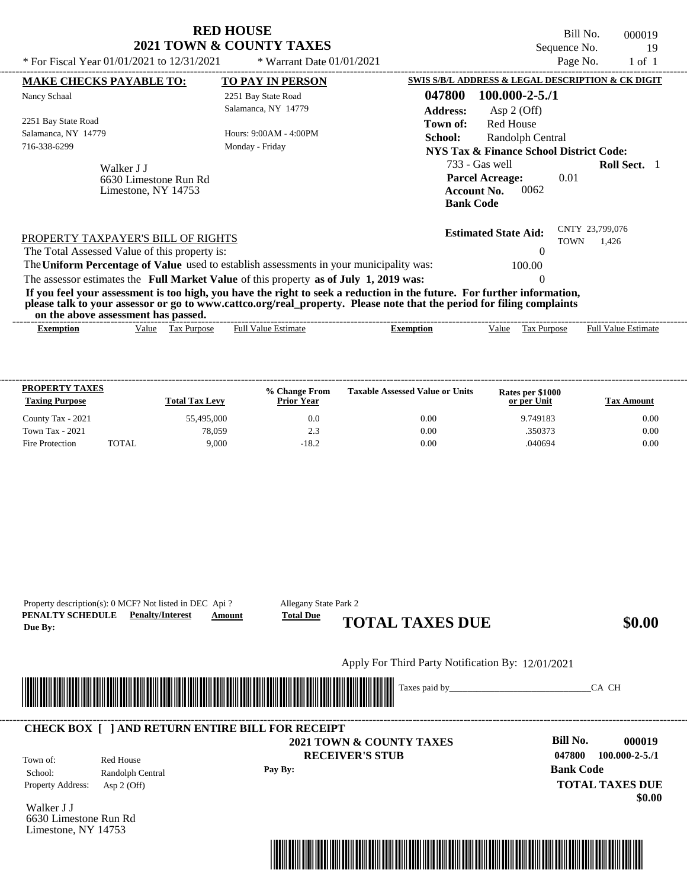# RED HOUSE
## 2021 TOWN & COUNTY TAXES

\* For Fiscal Year 01/01/2021 to 12/31/2021 &nbsp;&nbsp; \* Warrant Date 01/01/2021

Bill No. 000019
Sequence No. 19
Page No. 1 of 1

**MAKE CHECKS PAYABLE TO:**

Nancy Schaal

2251 Bay State Road
Salamanca, NY 14779
716-338-6299

**TO PAY IN PERSON**

2251 Bay State Road
Salamanca, NY 14779

Hours: 9:00AM - 4:00PM
Monday - Friday

Walker J J
6630 Limestone Run Rd
Limestone, NY 14753

**SWIS S/B/L ADDRESS & LEGAL DESCRIPTION & CK DIGIT**

**047800 100.000-2-5./1**

**Address:** Asp 2 (Off)
**Town of:** Red House
**School:** Randolph Central
**NYS Tax & Finance School District Code:**
733 - Gas well &nbsp;&nbsp; **Roll Sect.** 1
**Parcel Acreage:** 0.01
**Account No.** 0062
**Bank Code**

**Estimated State Aid:** CNTY 23,799,076 TOWN 1,426

PROPERTY TAXPAYER'S BILL OF RIGHTS

The Total Assessed Value of this property is: 0

The **Uniform Percentage of Value** used to establish assessments in your municipality was: 100.00

The assessor estimates the **Full Market Value** of this property **as of July 1, 2019 was:** 0

**If you feel your assessment is too high, you have the right to seek a reduction in the future. For further information, please talk to your assessor or go to www.cattco.org/real_property. Please note that the period for filing complaints on the above assessment has passed.**

| Exemption | Value | Tax Purpose | Full Value Estimate | Exemption | Value | Tax Purpose | Full Value Estimate |
|---|---|---|---|---|---|---|---|

| PROPERTY TAXES Taxing Purpose | | Total Tax Levy | % Change From Prior Year | Taxable Assessed Value or Units | Rates per $1000 or per Unit | Tax Amount |
|---|---|---|---|---|---|---|
| County Tax - 2021 | | 55,495,000 | 0.0 | 0.00 | 9.749183 | 0.00 |
| Town Tax - 2021 | | 78,059 | 2.3 | 0.00 | .350373 | 0.00 |
| Fire Protection | TOTAL | 9,000 | -18.2 | 0.00 | .040694 | 0.00 |

Property description(s): 0 MCF? Not listed in DEC Api ? &nbsp;&nbsp; Allegany State Park 2

| PENALTY SCHEDULE Due By: | Penalty/Interest | Amount | Total Due |
|---|---|---|---|

**TOTAL TAXES DUE** **$0.00**

Apply For Third Party Notification By: 12/01/2021

Taxes paid by_______________________________CA CH

**CHECK BOX [ ] AND RETURN ENTIRE BILL FOR RECEIPT**

**2021 TOWN & COUNTY TAXES**
**RECEIVER'S STUB**

Town of: Red House
School: Randolph Central
Property Address: Asp 2 (Off)

**Pay By:**

**Bill No. 000019**
**047800 100.000-2-5./1**
**Bank Code**
**TOTAL TAXES DUE**
**$0.00**

Walker J J
6630 Limestone Run Rd
Limestone, NY 14753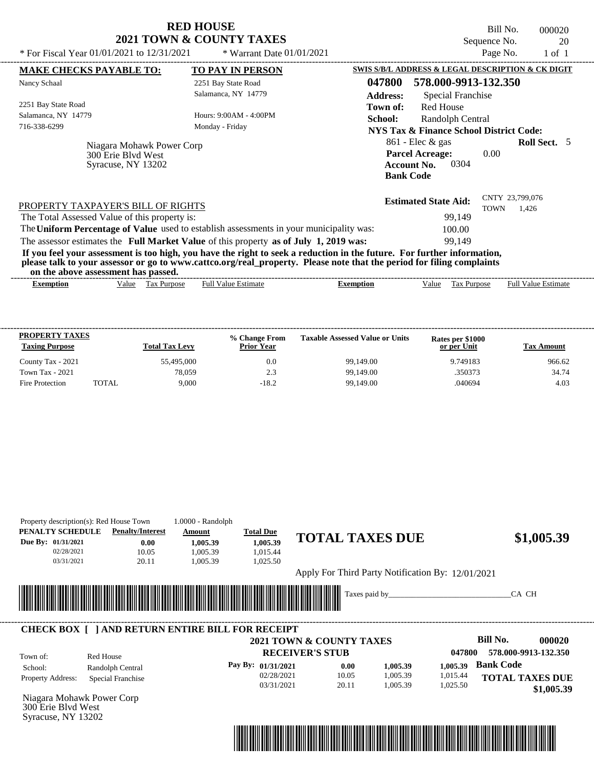# RED HOUSE
## 2021 TOWN & COUNTY TAXES

\* For Fiscal Year 01/01/2021 to 12/31/2021 \* Warrant Date 01/01/2021

Bill No. 000020
Sequence No. 20
Page No. 1 of 1

**MAKE CHECKS PAYABLE TO:**

Nancy Schaal

2251 Bay State Road
Salamanca, NY 14779
716-338-6299

**TO PAY IN PERSON**

2251 Bay State Road
Salamanca, NY 14779

Hours: 9:00AM - 4:00PM
Monday - Friday

Niagara Mohawk Power Corp
300 Erie Blvd West
Syracuse, NY 13202

**SWIS S/B/L ADDRESS & LEGAL DESCRIPTION & CK DIGIT**

**047800 578.000-9913-132.350**

**Address:** Special Franchise
**Town of:** Red House
**School:** Randolph Central
**NYS Tax & Finance School District Code:**
861 - Elec & gas **Roll Sect.** 5
**Parcel Acreage:** 0.00
**Account No.** 0304
**Bank Code**

**Estimated State Aid:** CNTY 23,799,076 TOWN 1,426

PROPERTY TAXPAYER'S BILL OF RIGHTS

The Total Assessed Value of this property is: 99,149

The **Uniform Percentage of Value** used to establish assessments in your municipality was: 100.00

The assessor estimates the **Full Market Value** of this property **as of July 1, 2019 was:** 99,149

**If you feel your assessment is too high, you have the right to seek a reduction in the future. For further information, please talk to your assessor or go to www.cattco.org/real_property. Please note that the period for filing complaints on the above assessment has passed.**

| Exemption | Value | Tax Purpose | Full Value Estimate | Exemption | Value | Tax Purpose | Full Value Estimate |
|---|---|---|---|---|---|---|---|

| PROPERTY TAXES Taxing Purpose | | Total Tax Levy | % Change From Prior Year | Taxable Assessed Value or Units | Rates per $1000 or per Unit | Tax Amount |
|---|---|---|---|---|---|---|
| County Tax - 2021 | | 55,495,000 | 0.0 | 99,149.00 | 9.749183 | 966.62 |
| Town Tax - 2021 | | 78,059 | 2.3 | 99,149.00 | .350373 | 34.74 |
| Fire Protection | TOTAL | 9,000 | -18.2 | 99,149.00 | .040694 | 4.03 |

Property description(s): Red House Town 1.0000 - Randolph

| PENALTY SCHEDULE | Penalty/Interest | Amount | Total Due |
|---|---|---|---|
| Due By: 01/31/2021 | 0.00 | 1,005.39 | 1,005.39 |
| 02/28/2021 | 10.05 | 1,005.39 | 1,015.44 |
| 03/31/2021 | 20.11 | 1,005.39 | 1,025.50 |

**TOTAL TAXES DUE $1,005.39**

Apply For Third Party Notification By: 12/01/2021

Taxes paid by_______________________________CA CH

**CHECK BOX [ ] AND RETURN ENTIRE BILL FOR RECEIPT**

**2021 TOWN & COUNTY TAXES**
**RECEIVER'S STUB**

**Bill No. 000020**
047800 578.000-9913-132.350

Town of: Red House
School: Randolph Central
Property Address: Special Franchise

| Pay By: | | | | |
|---|---|---|---|---|
| 01/31/2021 | 0.00 | 1,005.39 | 1,005.39 | **Bank Code** |
| 02/28/2021 | 10.05 | 1,005.39 | 1,015.44 | **TOTAL TAXES DUE** |
| 03/31/2021 | 20.11 | 1,005.39 | 1,025.50 | **$1,005.39** |

Niagara Mohawk Power Corp
300 Erie Blvd West
Syracuse, NY 13202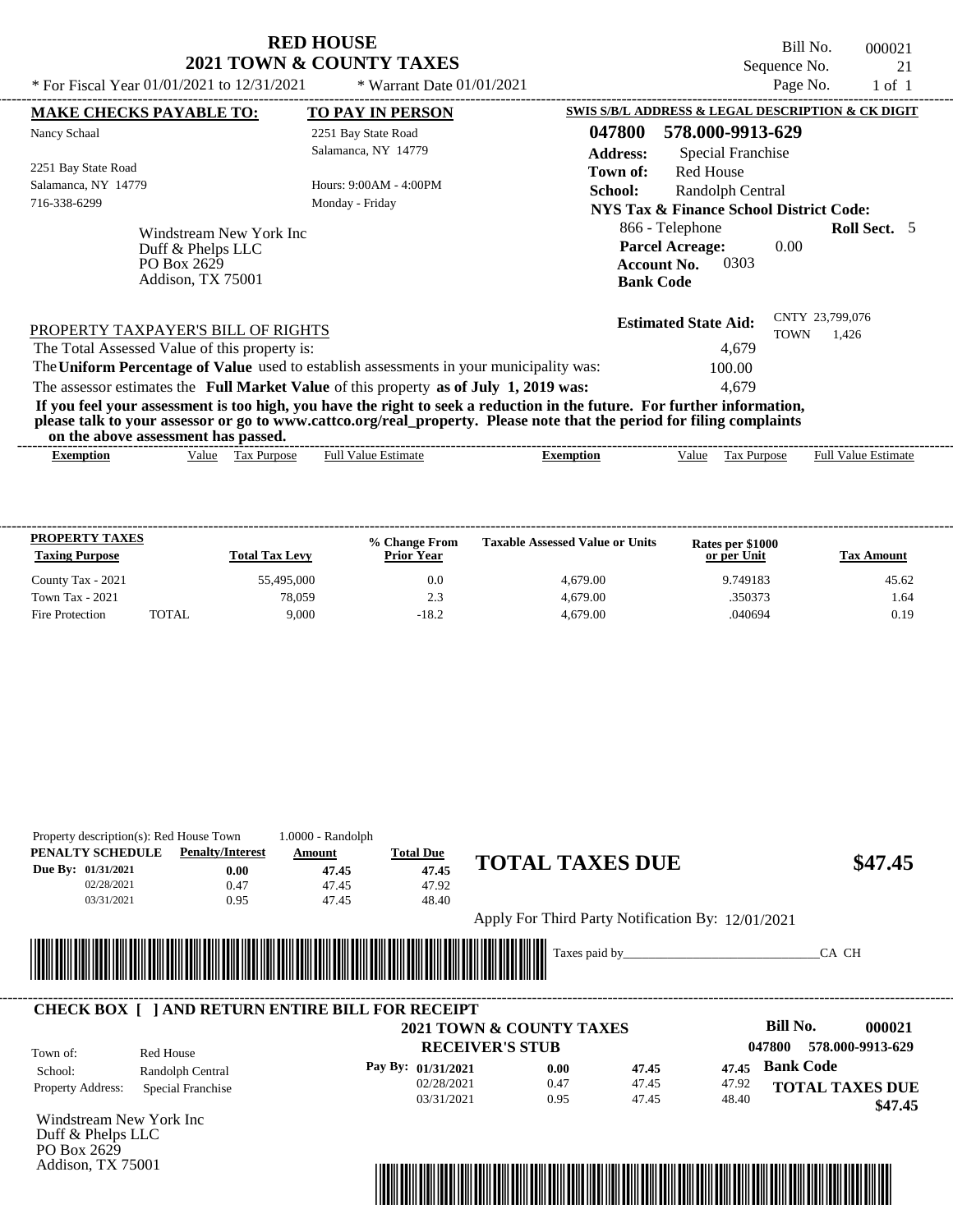# RED HOUSE
## 2021 TOWN & COUNTY TAXES

Bill No. 000021
Sequence No. 21
Page No. 1 of 1

* For Fiscal Year 01/01/2021 to 12/31/2021 * Warrant Date 01/01/2021

**MAKE CHECKS PAYABLE TO:**
Nancy Schaal

2251 Bay State Road
Salamanca, NY 14779
716-338-6299

**TO PAY IN PERSON**
2251 Bay State Road
Salamanca, NY 14779

Hours: 9:00AM - 4:00PM
Monday - Friday

Windstream New York Inc
Duff & Phelps LLC
PO Box 2629
Addison, TX 75001

**SWIS S/B/L ADDRESS & LEGAL DESCRIPTION & CK DIGIT**

**047800 578.000-9913-629**
**Address:** Special Franchise
**Town of:** Red House
**School:** Randolph Central
**NYS Tax & Finance School District Code:**
866 - Telephone **Roll Sect.** 5
**Parcel Acreage:** 0.00
**Account No.** 0303
**Bank Code**

**Estimated State Aid:** CNTY 23,799,076 TOWN 1,426

PROPERTY TAXPAYER'S BILL OF RIGHTS

The Total Assessed Value of this property is: 4,679

The **Uniform Percentage of Value** used to establish assessments in your municipality was: 100.00

The assessor estimates the **Full Market Value** of this property **as of July 1, 2019 was:** 4,679

**If you feel your assessment is too high, you have the right to seek a reduction in the future. For further information, please talk to your assessor or go to www.cattco.org/real_property. Please note that the period for filing complaints on the above assessment has passed.**

| Exemption | Value | Tax Purpose | Full Value Estimate | Exemption | Value | Tax Purpose | Full Value Estimate |
|---|---|---|---|---|---|---|---|

| PROPERTY TAXES Taxing Purpose | | Total Tax Levy | % Change From Prior Year | Taxable Assessed Value or Units | Rates per $1000 or per Unit | Tax Amount |
|---|---|---|---|---|---|---|
| County Tax - 2021 | | 55,495,000 | 0.0 | 4,679.00 | 9.749183 | 45.62 |
| Town Tax - 2021 | | 78,059 | 2.3 | 4,679.00 | .350373 | 1.64 |
| Fire Protection | TOTAL | 9,000 | -18.2 | 4,679.00 | .040694 | 0.19 |

Property description(s): Red House Town 1.0000 - Randolph

| PENALTY SCHEDULE | Penalty/Interest | Amount | Total Due |
|---|---|---|---|
| Due By: 01/31/2021 | 0.00 | 47.45 | 47.45 |
| 02/28/2021 | 0.47 | 47.45 | 47.92 |
| 03/31/2021 | 0.95 | 47.45 | 48.40 |

## TOTAL TAXES DUE $47.45

Apply For Third Party Notification By: 12/01/2021

Taxes paid by_______________________________CA CH

---

**CHECK BOX [ ] AND RETURN ENTIRE BILL FOR RECEIPT**

**2021 TOWN & COUNTY TAXES**
**RECEIVER'S STUB**

**Bill No. 000021**
047800 578.000-9913-629

Town of: Red House
School: Randolph Central
Property Address: Special Franchise

| Pay By: | | | |
|---|---|---|---|
| 01/31/2021 | 0.00 | 47.45 | 47.45 |
| 02/28/2021 | 0.47 | 47.45 | 47.92 |
| 03/31/2021 | 0.95 | 47.45 | 48.40 |

**Bank Code**

**TOTAL TAXES DUE $47.45**

Windstream New York Inc
Duff & Phelps LLC
PO Box 2629
Addison, TX 75001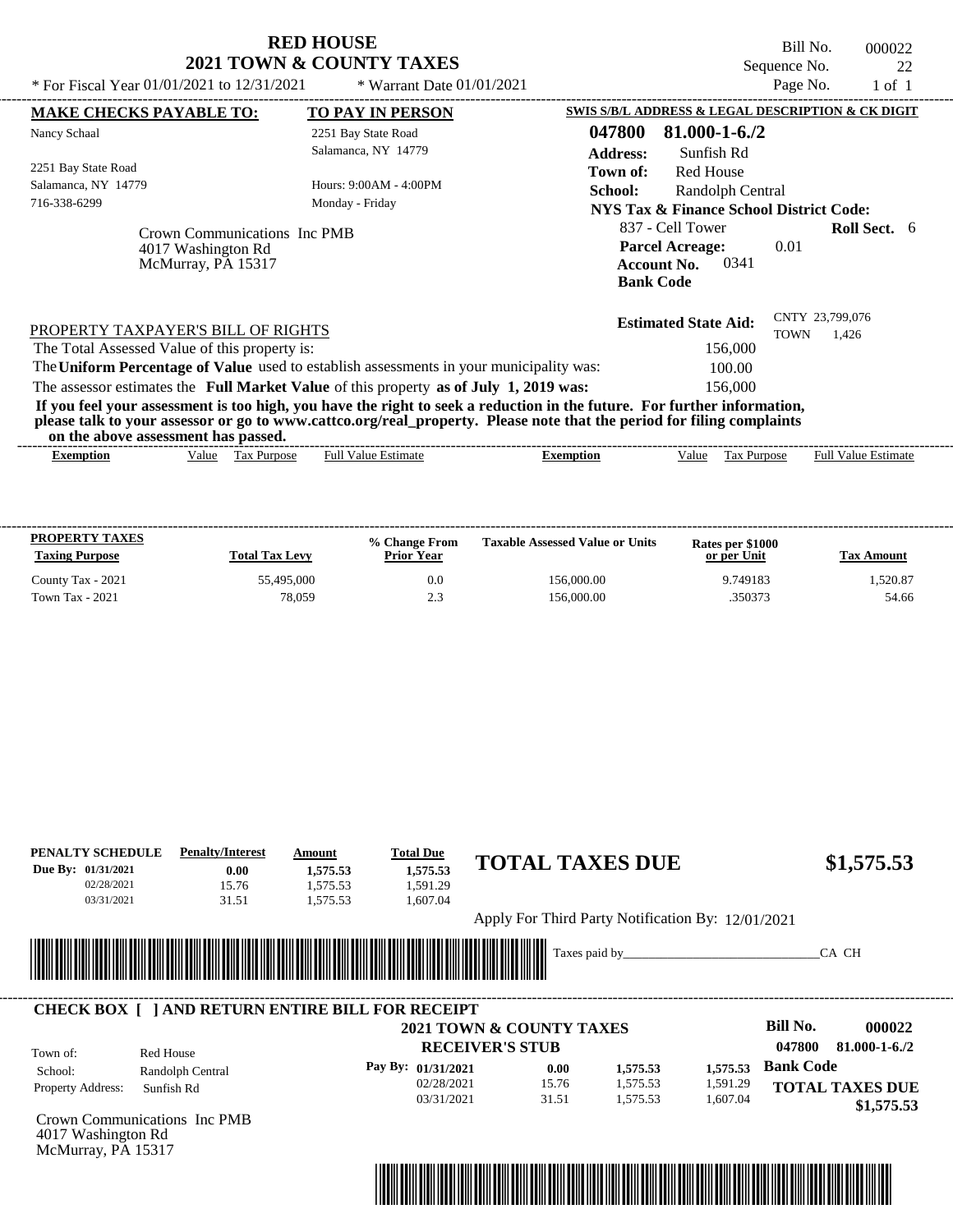# RED HOUSE
## 2021 TOWN & COUNTY TAXES

* For Fiscal Year 01/01/2021 to 12/31/2021 * Warrant Date 01/01/2021

Bill No. 000022
Sequence No. 22
Page No. 1 of 1

**MAKE CHECKS PAYABLE TO:**
Nancy Schaal

2251 Bay State Road
Salamanca, NY 14779
716-338-6299

**TO PAY IN PERSON**
2251 Bay State Road
Salamanca, NY 14779

Hours: 9:00AM - 4:00PM
Monday - Friday

Crown Communications Inc PMB
4017 Washington Rd
McMurray, PA 15317

**SWIS S/B/L ADDRESS & LEGAL DESCRIPTION & CK DIGIT**
**047800 81.000-1-6./2**
**Address:** Sunfish Rd
**Town of:** Red House
**School:** Randolph Central
**NYS Tax & Finance School District Code:**
837 - Cell Tower **Roll Sect.** 6
**Parcel Acreage:** 0.01
**Account No.** 0341
**Bank Code**

**Estimated State Aid:** CNTY 23,799,076 TOWN 1,426

PROPERTY TAXPAYER'S BILL OF RIGHTS

The Total Assessed Value of this property is: 156,000

The **Uniform Percentage of Value** used to establish assessments in your municipality was: 100.00

The assessor estimates the **Full Market Value** of this property **as of July 1, 2019 was:** 156,000

**If you feel your assessment is too high, you have the right to seek a reduction in the future. For further information, please talk to your assessor or go to www.cattco.org/real_property. Please note that the period for filing complaints on the above assessment has passed.**

| Exemption | Value | Tax Purpose | Full Value Estimate | Exemption | Value | Tax Purpose | Full Value Estimate |
|---|---|---|---|---|---|---|---|

| PROPERTY TAXES Taxing Purpose | Total Tax Levy | % Change From Prior Year | Taxable Assessed Value or Units | Rates per $1000 or per Unit | Tax Amount |
|---|---|---|---|---|---|
| County Tax - 2021 | 55,495,000 | 0.0 | 156,000.00 | 9.749183 | 1,520.87 |
| Town Tax - 2021 | 78,059 | 2.3 | 156,000.00 | .350373 | 54.66 |

| PENALTY SCHEDULE | Penalty/Interest | Amount | Total Due |
|---|---|---|---|
| Due By: 01/31/2021 | 0.00 | 1,575.53 | 1,575.53 |
| 02/28/2021 | 15.76 | 1,575.53 | 1,591.29 |
| 03/31/2021 | 31.51 | 1,575.53 | 1,607.04 |

**TOTAL TAXES DUE $1,575.53**

Apply For Third Party Notification By: 12/01/2021

Taxes paid by_______________________________CA CH

**CHECK BOX [ ] AND RETURN ENTIRE BILL FOR RECEIPT**

**2021 TOWN & COUNTY TAXES**
**RECEIVER'S STUB**

**Bill No. 000022**
**047800 81.000-1-6./2**

Town of: Red House
School: Randolph Central
Property Address: Sunfish Rd

| Pay By: | Penalty/Interest | Amount | Total Due |
|---|---|---|---|
| 01/31/2021 | 0.00 | 1,575.53 | 1,575.53 |
| 02/28/2021 | 15.76 | 1,575.53 | 1,591.29 |
| 03/31/2021 | 31.51 | 1,575.53 | 1,607.04 |

**Bank Code**

**TOTAL TAXES DUE $1,575.53**

Crown Communications Inc PMB
4017 Washington Rd
McMurray, PA 15317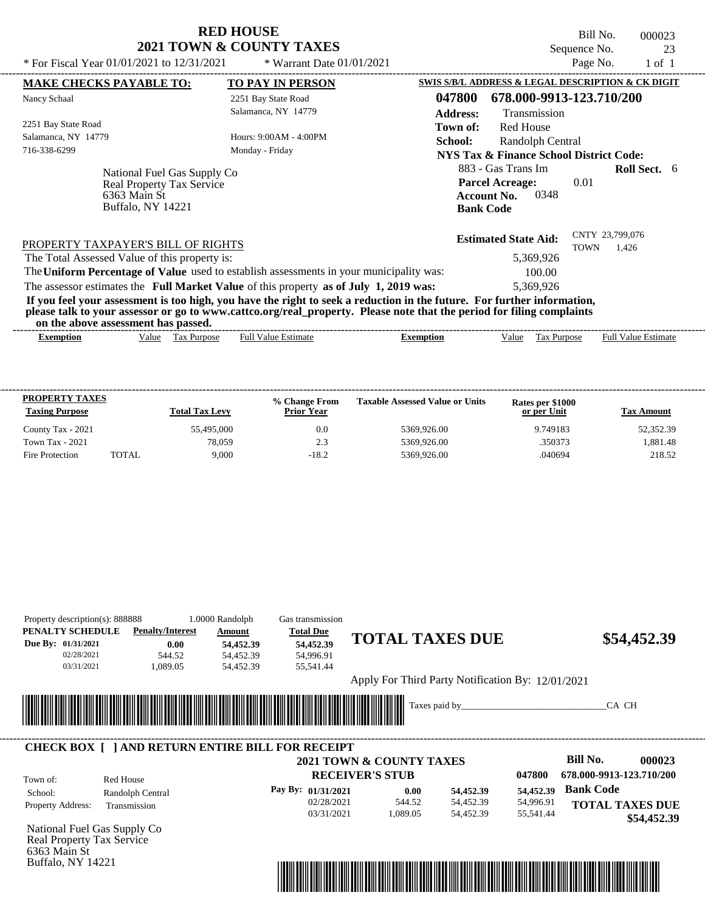# RED HOUSE
## 2021 TOWN & COUNTY TAXES

\* For Fiscal Year 01/01/2021 to 12/31/2021 \* Warrant Date 01/01/2021

Bill No. 000023
Sequence No. 23
Page No. 1 of 1

**MAKE CHECKS PAYABLE TO:**

Nancy Schaal

2251 Bay State Road
Salamanca, NY 14779
716-338-6299

**TO PAY IN PERSON**

2251 Bay State Road
Salamanca, NY 14779

Hours: 9:00AM - 4:00PM
Monday - Friday

**SWIS S/B/L ADDRESS & LEGAL DESCRIPTION & CK DIGIT**

**047800 678.000-9913-123.710/200**

**Address:** Transmission
**Town of:** Red House
**School:** Randolph Central
**NYS Tax & Finance School District Code:**
883 - Gas Trans Im **Roll Sect.** 6
**Parcel Acreage:** 0.01
**Account No.** 0348
**Bank Code**

National Fuel Gas Supply Co
Real Property Tax Service
6363 Main St
Buffalo, NY 14221

**Estimated State Aid:** CNTY 23,799,076 TOWN 1,426

PROPERTY TAXPAYER'S BILL OF RIGHTS

The Total Assessed Value of this property is: 5,369,926

The **Uniform Percentage of Value** used to establish assessments in your municipality was: 100.00

The assessor estimates the **Full Market Value** of this property **as of July 1, 2019 was:** 5,369,926

**If you feel your assessment is too high, you have the right to seek a reduction in the future. For further information, please talk to your assessor or go to www.cattco.org/real_property. Please note that the period for filing complaints on the above assessment has passed.**

| Exemption | Value | Tax Purpose | Full Value Estimate | Exemption | Value | Tax Purpose | Full Value Estimate |
|---|---|---|---|---|---|---|---|

| PROPERTY TAXES Taxing Purpose | Total Tax Levy | % Change From Prior Year | Taxable Assessed Value or Units | Rates per $1000 or per Unit | Tax Amount |
|---|---|---|---|---|---|
| County Tax - 2021 | 55,495,000 | 0.0 | 5369,926.00 | 9.749183 | 52,352.39 |
| Town Tax - 2021 | 78,059 | 2.3 | 5369,926.00 | .350373 | 1,881.48 |
| Fire Protection TOTAL | 9,000 | -18.2 | 5369,926.00 | .040694 | 218.52 |

Property description(s): 888888 1.0000 Randolph Gas transmission

| PENALTY SCHEDULE | Penalty/Interest | Amount | Total Due |
|---|---|---|---|
| Due By: 01/31/2021 | 0.00 | 54,452.39 | 54,452.39 |
| 02/28/2021 | 544.52 | 54,452.39 | 54,996.91 |
| 03/31/2021 | 1,089.05 | 54,452.39 | 55,541.44 |

**TOTAL TAXES DUE $54,452.39**

Apply For Third Party Notification By: 12/01/2021

Taxes paid by_______________________________CA CH

---

**CHECK BOX [ ] AND RETURN ENTIRE BILL FOR RECEIPT**

**2021 TOWN & COUNTY TAXES**
**RECEIVER'S STUB**

**Bill No. 000023**
047800 678.000-9913-123.710/200

Town of: Red House
School: Randolph Central
Property Address: Transmission

| Pay By: | | | |
|---|---|---|---|
| 01/31/2021 | 0.00 | 54,452.39 | 54,452.39 |
| 02/28/2021 | 544.52 | 54,452.39 | 54,996.91 |
| 03/31/2021 | 1,089.05 | 54,452.39 | 55,541.44 |

**Bank Code**

**TOTAL TAXES DUE $54,452.39**

National Fuel Gas Supply Co
Real Property Tax Service
6363 Main St
Buffalo, NY 14221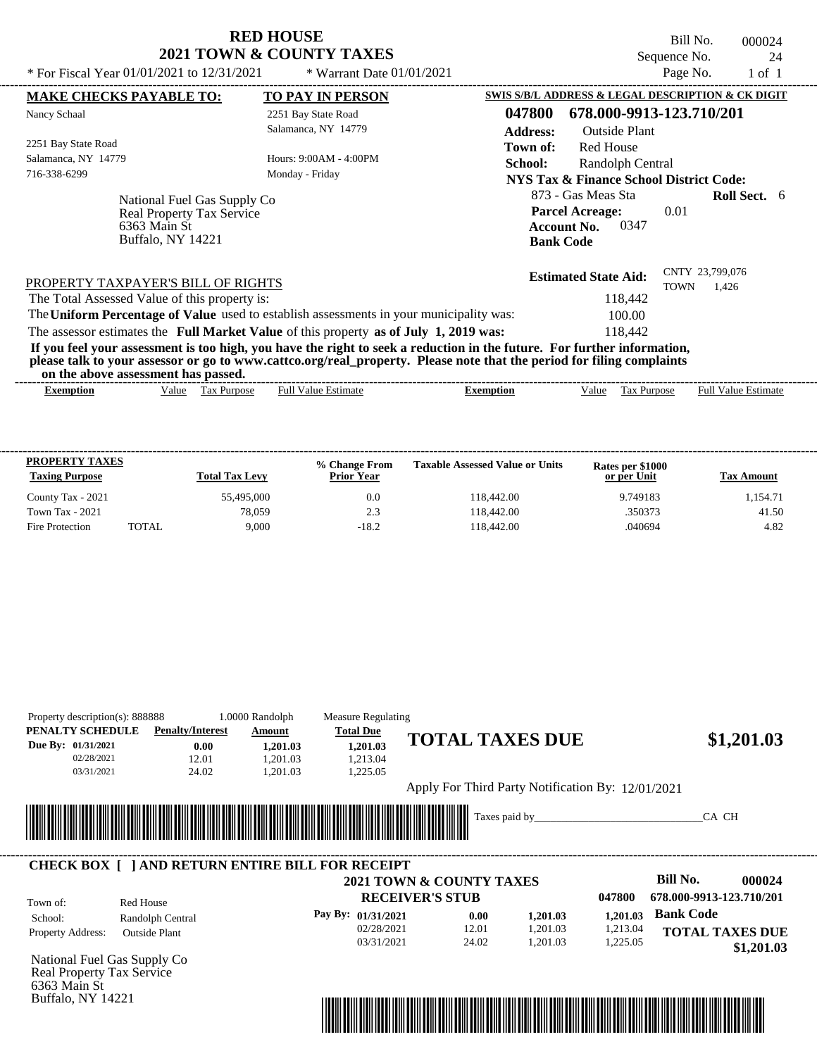# RED HOUSE
## 2021 TOWN & COUNTY TAXES

* For Fiscal Year 01/01/2021 to 12/31/2021 * Warrant Date 01/01/2021

Bill No. 000024
Sequence No. 24
Page No. 1 of 1

**MAKE CHECKS PAYABLE TO:**
Nancy Schaal

2251 Bay State Road
Salamanca, NY 14779
716-338-6299

**TO PAY IN PERSON**
2251 Bay State Road
Salamanca, NY 14779

Hours: 9:00AM - 4:00PM
Monday - Friday

National Fuel Gas Supply Co
Real Property Tax Service
6363 Main St
Buffalo, NY 14221

**SWIS S/B/L ADDRESS & LEGAL DESCRIPTION & CK DIGIT**

**047800 678.000-9913-123.710/201**

**Address:** Outside Plant
**Town of:** Red House
**School:** Randolph Central
**NYS Tax & Finance School District Code:**
873 - Gas Meas Sta **Roll Sect.** 6
**Parcel Acreage:** 0.01
**Account No.** 0347
**Bank Code**

**Estimated State Aid:** CNTY 23,799,076 TOWN 1,426

PROPERTY TAXPAYER'S BILL OF RIGHTS

The Total Assessed Value of this property is: 118,442

The **Uniform Percentage of Value** used to establish assessments in your municipality was: 100.00

The assessor estimates the **Full Market Value** of this property **as of July 1, 2019 was:** 118,442

**If you feel your assessment is too high, you have the right to seek a reduction in the future. For further information, please talk to your assessor or go to www.cattco.org/real_property. Please note that the period for filing complaints on the above assessment has passed.**

| Exemption | Value | Tax Purpose | Full Value Estimate | Exemption | Value | Tax Purpose | Full Value Estimate |
|---|---|---|---|---|---|---|---|

| PROPERTY TAXES Taxing Purpose | | Total Tax Levy | % Change From Prior Year | Taxable Assessed Value or Units | Rates per $1000 or per Unit | Tax Amount |
|---|---|---|---|---|---|---|
| County Tax - 2021 | | 55,495,000 | 0.0 | 118,442.00 | 9.749183 | 1,154.71 |
| Town Tax - 2021 | | 78,059 | 2.3 | 118,442.00 | .350373 | 41.50 |
| Fire Protection | TOTAL | 9,000 | -18.2 | 118,442.00 | .040694 | 4.82 |

Property description(s): 888888 1.0000 Randolph Measure Regulating

| PENALTY SCHEDULE | Penalty/Interest | Amount | Total Due |
|---|---|---|---|
| Due By: 01/31/2021 | 0.00 | 1,201.03 | 1,201.03 |
| 02/28/2021 | 12.01 | 1,201.03 | 1,213.04 |
| 03/31/2021 | 24.02 | 1,201.03 | 1,225.05 |

**TOTAL TAXES DUE $1,201.03**

Apply For Third Party Notification By: 12/01/2021

Taxes paid by_______________________________CA CH

**CHECK BOX [ ] AND RETURN ENTIRE BILL FOR RECEIPT**

**2021 TOWN & COUNTY TAXES**
**RECEIVER'S STUB**

Town of: Red House
School: Randolph Central
Property Address: Outside Plant

**Bill No. 000024**
047800 678.000-9913-123.710/201

| Pay By: | | | |
|---|---|---|---|
| 01/31/2021 | 0.00 | 1,201.03 | 1,201.03 |
| 02/28/2021 | 12.01 | 1,201.03 | 1,213.04 |
| 03/31/2021 | 24.02 | 1,201.03 | 1,225.05 |

**Bank Code**

**TOTAL TAXES DUE $1,201.03**

National Fuel Gas Supply Co
Real Property Tax Service
6363 Main St
Buffalo, NY 14221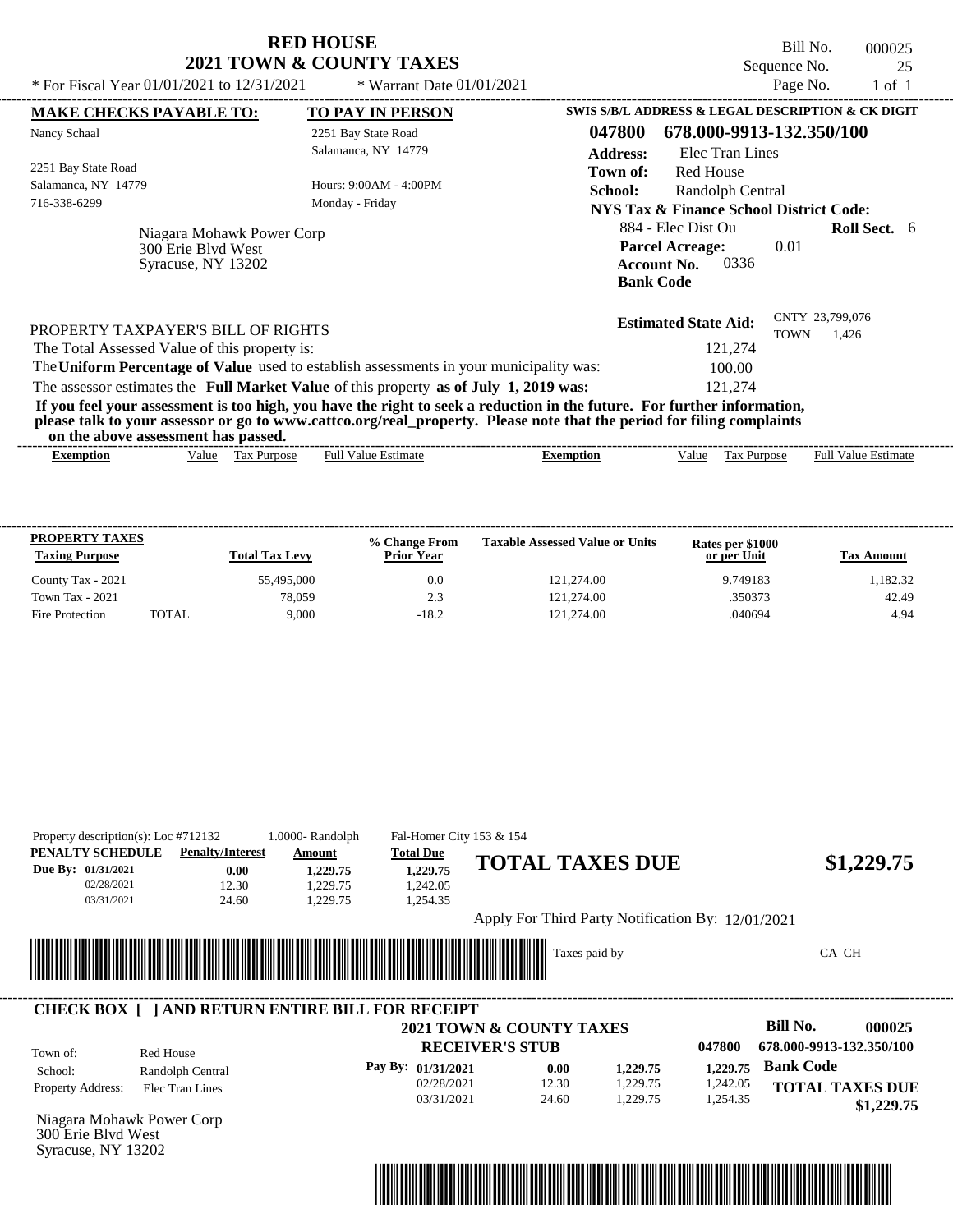# RED HOUSE
## 2021 TOWN & COUNTY TAXES

Bill No. 000025
Sequence No. 25
Page No. 1 of 1

* For Fiscal Year 01/01/2021 to 12/31/2021 * Warrant Date 01/01/2021

**MAKE CHECKS PAYABLE TO:**
Nancy Schaal
2251 Bay State Road
Salamanca, NY 14779
716-338-6299

**TO PAY IN PERSON**
2251 Bay State Road
Salamanca, NY 14779
Hours: 9:00AM - 4:00PM
Monday - Friday

**SWIS S/B/L ADDRESS & LEGAL DESCRIPTION & CK DIGIT**
**047800 678.000-9913-132.350/100**
**Address:** Elec Tran Lines
**Town of:** Red House
**School:** Randolph Central
**NYS Tax & Finance School District Code:**
884 - Elec Dist Ou **Roll Sect.** 6
**Parcel Acreage:** 0.01
**Account No.** 0336
**Bank Code**

Niagara Mohawk Power Corp
300 Erie Blvd West
Syracuse, NY 13202

**Estimated State Aid:** CNTY 23,799,076 TOWN 1,426

PROPERTY TAXPAYER'S BILL OF RIGHTS

The Total Assessed Value of this property is: 121,274

The **Uniform Percentage of Value** used to establish assessments in your municipality was: 100.00

The assessor estimates the **Full Market Value** of this property **as of July 1, 2019 was:** 121,274

**If you feel your assessment is too high, you have the right to seek a reduction in the future. For further information, please talk to your assessor or go to www.cattco.org/real_property. Please note that the period for filing complaints on the above assessment has passed.**

| Exemption | Value | Tax Purpose | Full Value Estimate | Exemption | Value | Tax Purpose | Full Value Estimate |
|---|---|---|---|---|---|---|---|

| PROPERTY TAXES Taxing Purpose | Total Tax Levy | % Change From Prior Year | Taxable Assessed Value or Units | Rates per $1000 or per Unit | Tax Amount |
|---|---|---|---|---|---|
| County Tax - 2021 | 55,495,000 | 0.0 | 121,274.00 | 9.749183 | 1,182.32 |
| Town Tax - 2021 | 78,059 | 2.3 | 121,274.00 | .350373 | 42.49 |
| Fire Protection TOTAL | 9,000 | -18.2 | 121,274.00 | .040694 | 4.94 |

Property description(s): Loc #712132 1.0000- Randolph Fal-Homer City 153 & 154

| PENALTY SCHEDULE | Penalty/Interest | Amount | Total Due |
|---|---|---|---|
| Due By: 01/31/2021 | 0.00 | 1,229.75 | 1,229.75 |
| 02/28/2021 | 12.30 | 1,229.75 | 1,242.05 |
| 03/31/2021 | 24.60 | 1,229.75 | 1,254.35 |

**TOTAL TAXES DUE $1,229.75**

Apply For Third Party Notification By: 12/01/2021

Taxes paid by_______________________________CA CH

**CHECK BOX [ ] AND RETURN ENTIRE BILL FOR RECEIPT**

**2021 TOWN & COUNTY TAXES**
**RECEIVER'S STUB**

**Bill No. 000025**
047800 678.000-9913-132.350/100

Town of: Red House
School: Randolph Central
Property Address: Elec Tran Lines

| Pay By: | | | | |
|---|---|---|---|---|
| 01/31/2021 | 0.00 | 1,229.75 | 1,229.75 | **Bank Code** |
| 02/28/2021 | 12.30 | 1,229.75 | 1,242.05 | |
| 03/31/2021 | 24.60 | 1,229.75 | 1,254.35 | |

**TOTAL TAXES DUE $1,229.75**

Niagara Mohawk Power Corp
300 Erie Blvd West
Syracuse, NY 13202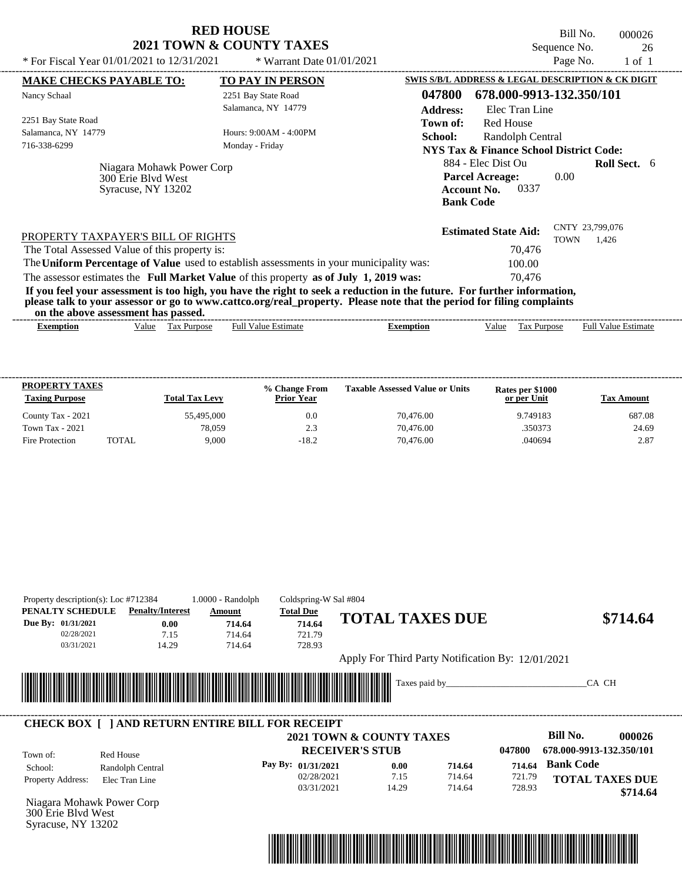# RED HOUSE
## 2021 TOWN & COUNTY TAXES

Bill No. 000026
Sequence No. 26
Page No. 1 of 1

* For Fiscal Year 01/01/2021 to 12/31/2021 * Warrant Date 01/01/2021

**MAKE CHECKS PAYABLE TO:**
Nancy Schaal

2251 Bay State Road
Salamanca, NY 14779
716-338-6299

**TO PAY IN PERSON**
2251 Bay State Road
Salamanca, NY 14779

Hours: 9:00AM - 4:00PM
Monday - Friday

Niagara Mohawk Power Corp
300 Erie Blvd West
Syracuse, NY 13202

**SWIS S/B/L ADDRESS & LEGAL DESCRIPTION & CK DIGIT**

**047800 678.000-9913-132.350/101**

**Address:** Elec Tran Line
**Town of:** Red House
**School:** Randolph Central
**NYS Tax & Finance School District Code:**
884 - Elec Dist Ou **Roll Sect.** 6
**Parcel Acreage:** 0.00
**Account No.** 0337
**Bank Code**

**Estimated State Aid:** CNTY 23,799,076 TOWN 1,426

PROPERTY TAXPAYER'S BILL OF RIGHTS

The Total Assessed Value of this property is: 70,476
The **Uniform Percentage of Value** used to establish assessments in your municipality was: 100.00
The assessor estimates the **Full Market Value** of this property **as of July 1, 2019 was:** 70,476

**If you feel your assessment is too high, you have the right to seek a reduction in the future. For further information, please talk to your assessor or go to www.cattco.org/real_property. Please note that the period for filing complaints on the above assessment has passed.**

| Exemption | Value | Tax Purpose | Full Value Estimate | Exemption | Value | Tax Purpose | Full Value Estimate |
|---|---|---|---|---|---|---|---|

| PROPERTY TAXES Taxing Purpose | | Total Tax Levy | % Change From Prior Year | Taxable Assessed Value or Units | Rates per $1000 or per Unit | Tax Amount |
|---|---|---|---|---|---|---|
| County Tax - 2021 | | 55,495,000 | 0.0 | 70,476.00 | 9.749183 | 687.08 |
| Town Tax - 2021 | | 78,059 | 2.3 | 70,476.00 | .350373 | 24.69 |
| Fire Protection | TOTAL | 9,000 | -18.2 | 70,476.00 | .040694 | 2.87 |

Property description(s): Loc #712384 1.0000 - Randolph Coldspring-W Sal #804

| PENALTY SCHEDULE | Penalty/Interest | Amount | Total Due |
|---|---|---|---|
| Due By: 01/31/2021 | 0.00 | 714.64 | 714.64 |
| 02/28/2021 | 7.15 | 714.64 | 721.79 |
| 03/31/2021 | 14.29 | 714.64 | 728.93 |

**TOTAL TAXES DUE** **$714.64**

Apply For Third Party Notification By: 12/01/2021

Taxes paid by\_\_\_\_\_\_\_\_\_\_\_\_\_\_\_\_\_\_\_\_\_\_\_\_\_\_\_\_\_\_CA CH

---

**CHECK BOX [ ] AND RETURN ENTIRE BILL FOR RECEIPT**

**2021 TOWN & COUNTY TAXES**
**RECEIVER'S STUB**

**Bill No. 000026**
047800 678.000-9913-132.350/101

Town of: Red House
School: Randolph Central
Property Address: Elec Tran Line

| Pay By: | | | | |
|---|---|---|---|---|
| 01/31/2021 | 0.00 | 714.64 | 714.64 | **Bank Code** |
| 02/28/2021 | 7.15 | 714.64 | 721.79 | **TOTAL TAXES DUE** |
| 03/31/2021 | 14.29 | 714.64 | 728.93 | **$714.64** |

Niagara Mohawk Power Corp
300 Erie Blvd West
Syracuse, NY 13202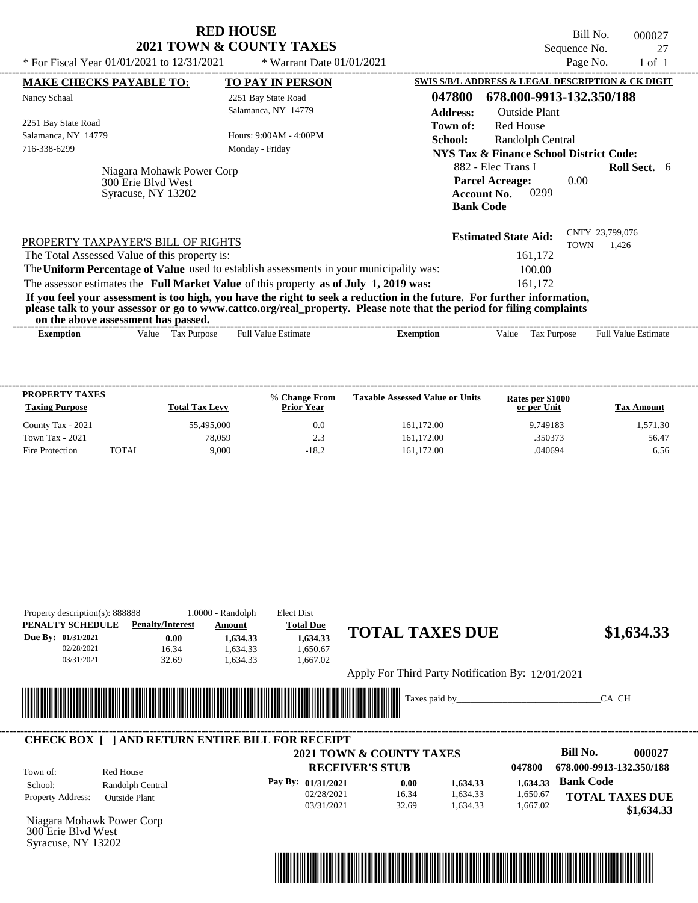# RED HOUSE
## 2021 TOWN & COUNTY TAXES

* For Fiscal Year 01/01/2021 to 12/31/2021 * Warrant Date 01/01/2021

Bill No. 000027
Sequence No. 27
Page No. 1 of 1

**MAKE CHECKS PAYABLE TO:**
Nancy Schaal

2251 Bay State Road
Salamanca, NY 14779
716-338-6299

**TO PAY IN PERSON**
2251 Bay State Road
Salamanca, NY 14779

Hours: 9:00AM - 4:00PM
Monday - Friday

Niagara Mohawk Power Corp
300 Erie Blvd West
Syracuse, NY 13202

**SWIS S/B/L ADDRESS & LEGAL DESCRIPTION & CK DIGIT**

**047800 678.000-9913-132.350/188**

**Address:** Outside Plant
**Town of:** Red House
**School:** Randolph Central
**NYS Tax & Finance School District Code:**
882 - Elec Trans I **Roll Sect.** 6
**Parcel Acreage:** 0.00
**Account No.** 0299
**Bank Code**

**Estimated State Aid:** CNTY 23,799,076 TOWN 1,426

PROPERTY TAXPAYER'S BILL OF RIGHTS

The Total Assessed Value of this property is: 161,172
The **Uniform Percentage of Value** used to establish assessments in your municipality was: 100.00
The assessor estimates the **Full Market Value** of this property **as of July 1, 2019 was:** 161,172

**If you feel your assessment is too high, you have the right to seek a reduction in the future. For further information, please talk to your assessor or go to www.cattco.org/real_property. Please note that the period for filing complaints on the above assessment has passed.**

| Exemption | Value | Tax Purpose | Full Value Estimate | Exemption | Value | Tax Purpose | Full Value Estimate |
|---|---|---|---|---|---|---|---|

| PROPERTY TAXES Taxing Purpose | | Total Tax Levy | % Change From Prior Year | Taxable Assessed Value or Units | Rates per $1000 or per Unit | Tax Amount |
|---|---|---|---|---|---|---|
| County Tax - 2021 | | 55,495,000 | 0.0 | 161,172.00 | 9.749183 | 1,571.30 |
| Town Tax - 2021 | | 78,059 | 2.3 | 161,172.00 | .350373 | 56.47 |
| Fire Protection | TOTAL | 9,000 | -18.2 | 161,172.00 | .040694 | 6.56 |

Property description(s): 888888 1.0000 - Randolph Elect Dist

| PENALTY SCHEDULE | Penalty/Interest | Amount | Total Due |
|---|---|---|---|
| Due By: 01/31/2021 | 0.00 | 1,634.33 | 1,634.33 |
| 02/28/2021 | 16.34 | 1,634.33 | 1,650.67 |
| 03/31/2021 | 32.69 | 1,634.33 | 1,667.02 |

**TOTAL TAXES DUE $1,634.33**

Apply For Third Party Notification By: 12/01/2021

Taxes paid by_______________________________CA CH

**CHECK BOX [ ] AND RETURN ENTIRE BILL FOR RECEIPT**

**2021 TOWN & COUNTY TAXES**
**RECEIVER'S STUB**

Bill No. 000027
047800 678.000-9913-132.350/188

Town of: Red House
School: Randolph Central
Property Address: Outside Plant

| Pay By: | | | | |
|---|---|---|---|---|
| 01/31/2021 | 0.00 | 1,634.33 | 1,634.33 | Bank Code |
| 02/28/2021 | 16.34 | 1,634.33 | 1,650.67 | |
| 03/31/2021 | 32.69 | 1,634.33 | 1,667.02 | |

**TOTAL TAXES DUE $1,634.33**

Niagara Mohawk Power Corp
300 Erie Blvd West
Syracuse, NY 13202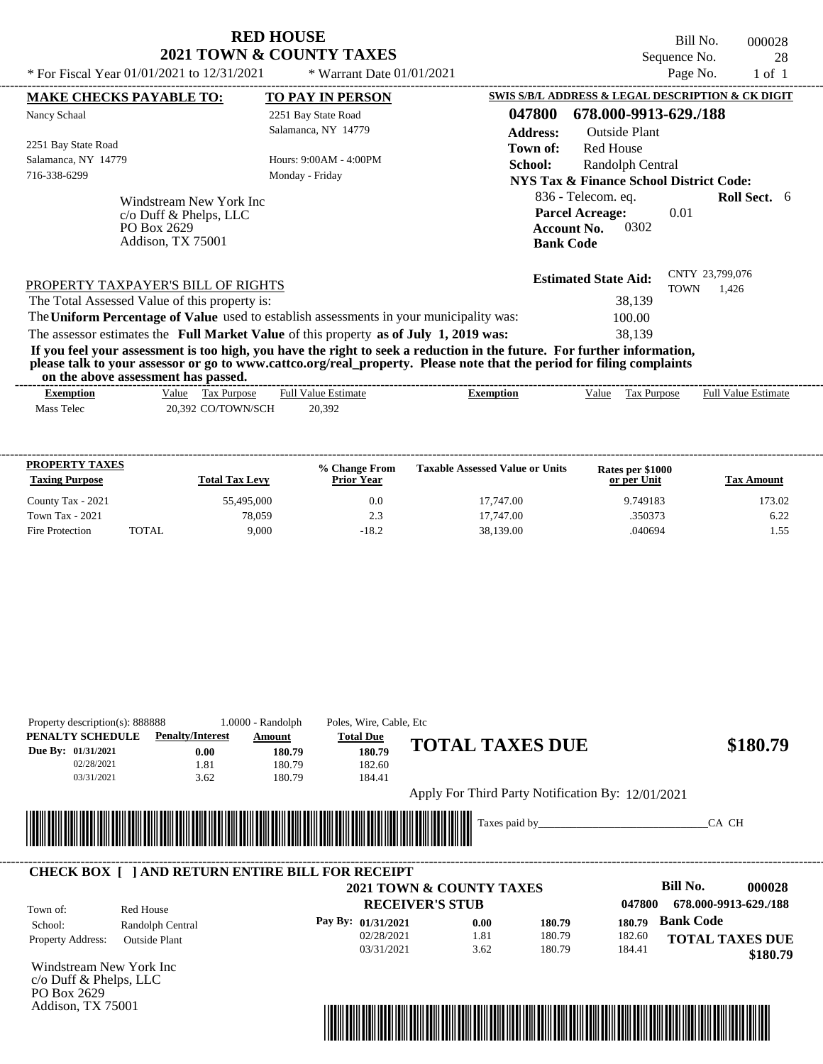# RED HOUSE
## 2021 TOWN & COUNTY TAXES

\* For Fiscal Year 01/01/2021 to 12/31/2021 \* Warrant Date 01/01/2021

Bill No. 000028
Sequence No. 28
Page No. 1 of 1

**MAKE CHECKS PAYABLE TO:**
Nancy Schaal

2251 Bay State Road
Salamanca, NY 14779
716-338-6299

**TO PAY IN PERSON**
2251 Bay State Road
Salamanca, NY 14779

Hours: 9:00AM - 4:00PM
Monday - Friday

**SWIS S/B/L ADDRESS & LEGAL DESCRIPTION & CK DIGIT**
**047800 678.000-9913-629./188**
**Address:** Outside Plant
**Town of:** Red House
**School:** Randolph Central
**NYS Tax & Finance School District Code:**
836 - Telecom. eq. **Roll Sect.** 6
**Parcel Acreage:** 0.01
**Account No.** 0302
**Bank Code**

Windstream New York Inc
c/o Duff & Phelps, LLC
PO Box 2629
Addison, TX 75001

**Estimated State Aid:** CNTY 23,799,076 TOWN 1,426

PROPERTY TAXPAYER'S BILL OF RIGHTS

The Total Assessed Value of this property is: 38,139
The **Uniform Percentage of Value** used to establish assessments in your municipality was: 100.00
The assessor estimates the **Full Market Value** of this property **as of July 1, 2019 was:** 38,139

**If you feel your assessment is too high, you have the right to seek a reduction in the future. For further information, please talk to your assessor or go to www.cattco.org/real_property. Please note that the period for filing complaints on the above assessment has passed.**

| Exemption | Value | Tax Purpose | Full Value Estimate | Exemption | Value | Tax Purpose | Full Value Estimate |
|---|---|---|---|---|---|---|---|
| Mass Telec | 20,392 | CO/TOWN/SCH | 20,392 | | | | |

| PROPERTY TAXES Taxing Purpose | | Total Tax Levy | % Change From Prior Year | Taxable Assessed Value or Units | Rates per $1000 or per Unit | Tax Amount |
|---|---|---|---|---|---|---|
| County Tax - 2021 | | 55,495,000 | 0.0 | 17,747.00 | 9.749183 | 173.02 |
| Town Tax - 2021 | | 78,059 | 2.3 | 17,747.00 | .350373 | 6.22 |
| Fire Protection | TOTAL | 9,000 | -18.2 | 38,139.00 | .040694 | 1.55 |

Property description(s): 888888 1.0000 - Randolph Poles, Wire, Cable, Etc

| PENALTY SCHEDULE | Penalty/Interest | Amount | Total Due |
|---|---|---|---|
| Due By: 01/31/2021 | 0.00 | 180.79 | 180.79 |
| 02/28/2021 | 1.81 | 180.79 | 182.60 |
| 03/31/2021 | 3.62 | 180.79 | 184.41 |

**TOTAL TAXES DUE $180.79**

Apply For Third Party Notification By: 12/01/2021

Taxes paid by_______________________________CA CH

---

**CHECK BOX [ ] AND RETURN ENTIRE BILL FOR RECEIPT**

**2021 TOWN & COUNTY TAXES**
**RECEIVER'S STUB**

Bill No. **000028**
047800 **678.000-9913-629./188**

Town of: Red House
School: Randolph Central
Property Address: Outside Plant

| Pay By: | | | | |
|---|---|---|---|---|
| 01/31/2021 | 0.00 | 180.79 | 180.79 | **Bank Code** |
| 02/28/2021 | 1.81 | 180.79 | 182.60 | **TOTAL TAXES DUE** |
| 03/31/2021 | 3.62 | 180.79 | 184.41 | **$180.79** |

Windstream New York Inc
c/o Duff & Phelps, LLC
PO Box 2629
Addison, TX 75001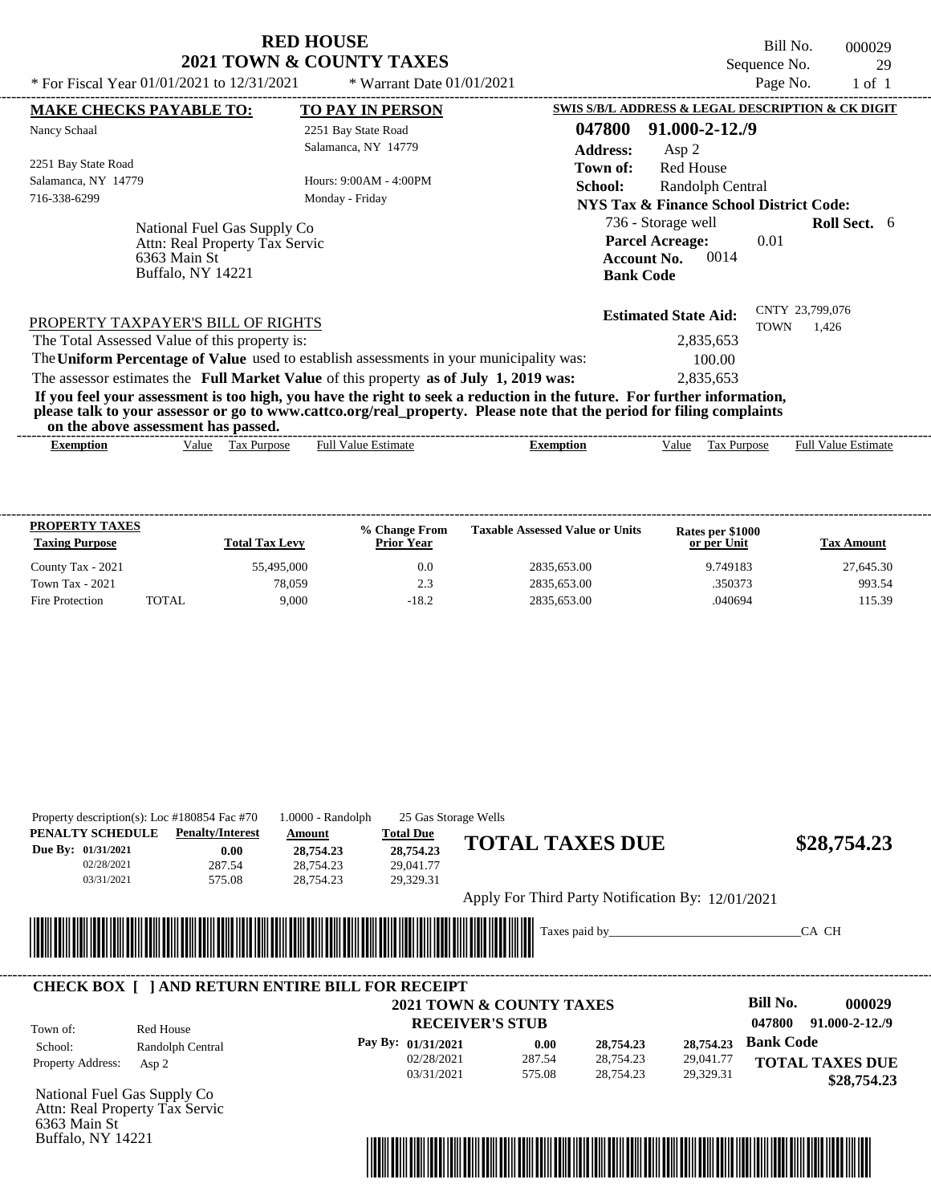# RED HOUSE
## 2021 TOWN & COUNTY TAXES

\* For Fiscal Year 01/01/2021 to 12/31/2021 \* Warrant Date 01/01/2021

Bill No. 000029
Sequence No. 29
Page No. 1 of 1

**MAKE CHECKS PAYABLE TO:**
Nancy Schaal
2251 Bay State Road
Salamanca, NY 14779
716-338-6299

**TO PAY IN PERSON**
2251 Bay State Road
Salamanca, NY 14779
Hours: 9:00AM - 4:00PM
Monday - Friday

National Fuel Gas Supply Co
Attn: Real Property Tax Servic
6363 Main St
Buffalo, NY 14221

**SWIS S/B/L ADDRESS & LEGAL DESCRIPTION & CK DIGIT**
**047800 91.000-2-12./9**
**Address:** Asp 2
**Town of:** Red House
**School:** Randolph Central
**NYS Tax & Finance School District Code:**
736 - Storage well **Roll Sect.** 6
**Parcel Acreage:** 0.01
**Account No.** 0014
**Bank Code**

**Estimated State Aid:** CNTY 23,799,076 TOWN 1,426

PROPERTY TAXPAYER'S BILL OF RIGHTS

The Total Assessed Value of this property is: 2,835,653
The **Uniform Percentage of Value** used to establish assessments in your municipality was: 100.00
The assessor estimates the **Full Market Value** of this property **as of July 1, 2019 was:** 2,835,653

**If you feel your assessment is too high, you have the right to seek a reduction in the future. For further information, please talk to your assessor or go to www.cattco.org/real_property. Please note that the period for filing complaints on the above assessment has passed.**

| Exemption | Value | Tax Purpose | Full Value Estimate | Exemption | Value | Tax Purpose | Full Value Estimate |
|---|---|---|---|---|---|---|---|

| PROPERTY TAXES Taxing Purpose | | Total Tax Levy | % Change From Prior Year | Taxable Assessed Value or Units | Rates per $1000 or per Unit | Tax Amount |
|---|---|---|---|---|---|---|
| County Tax - 2021 | | 55,495,000 | 0.0 | 2835,653.00 | 9.749183 | 27,645.30 |
| Town Tax - 2021 | | 78,059 | 2.3 | 2835,653.00 | .350373 | 993.54 |
| Fire Protection | TOTAL | 9,000 | -18.2 | 2835,653.00 | .040694 | 115.39 |

Property description(s): Loc #180854 Fac #70 1.0000 - Randolph 25 Gas Storage Wells

| PENALTY SCHEDULE | Penalty/Interest | Amount | Total Due |
|---|---|---|---|
| Due By: 01/31/2021 | 0.00 | 28,754.23 | 28,754.23 |
| 02/28/2021 | 287.54 | 28,754.23 | 29,041.77 |
| 03/31/2021 | 575.08 | 28,754.23 | 29,329.31 |

**TOTAL TAXES DUE $28,754.23**

Apply For Third Party Notification By: 12/01/2021

Taxes paid by_______________________________CA CH

**CHECK BOX [ ] AND RETURN ENTIRE BILL FOR RECEIPT**

**2021 TOWN & COUNTY TAXES**
**RECEIVER'S STUB**

**Bill No. 000029**
047800 91.000-2-12./9

Town of: Red House
School: Randolph Central
Property Address: Asp 2

| Pay By: | | | |
|---|---|---|---|
| 01/31/2021 | 0.00 | 28,754.23 | 28,754.23 |
| 02/28/2021 | 287.54 | 28,754.23 | 29,041.77 |
| 03/31/2021 | 575.08 | 28,754.23 | 29,329.31 |

**Bank Code**

**TOTAL TAXES DUE $28,754.23**

National Fuel Gas Supply Co
Attn: Real Property Tax Servic
6363 Main St
Buffalo, NY 14221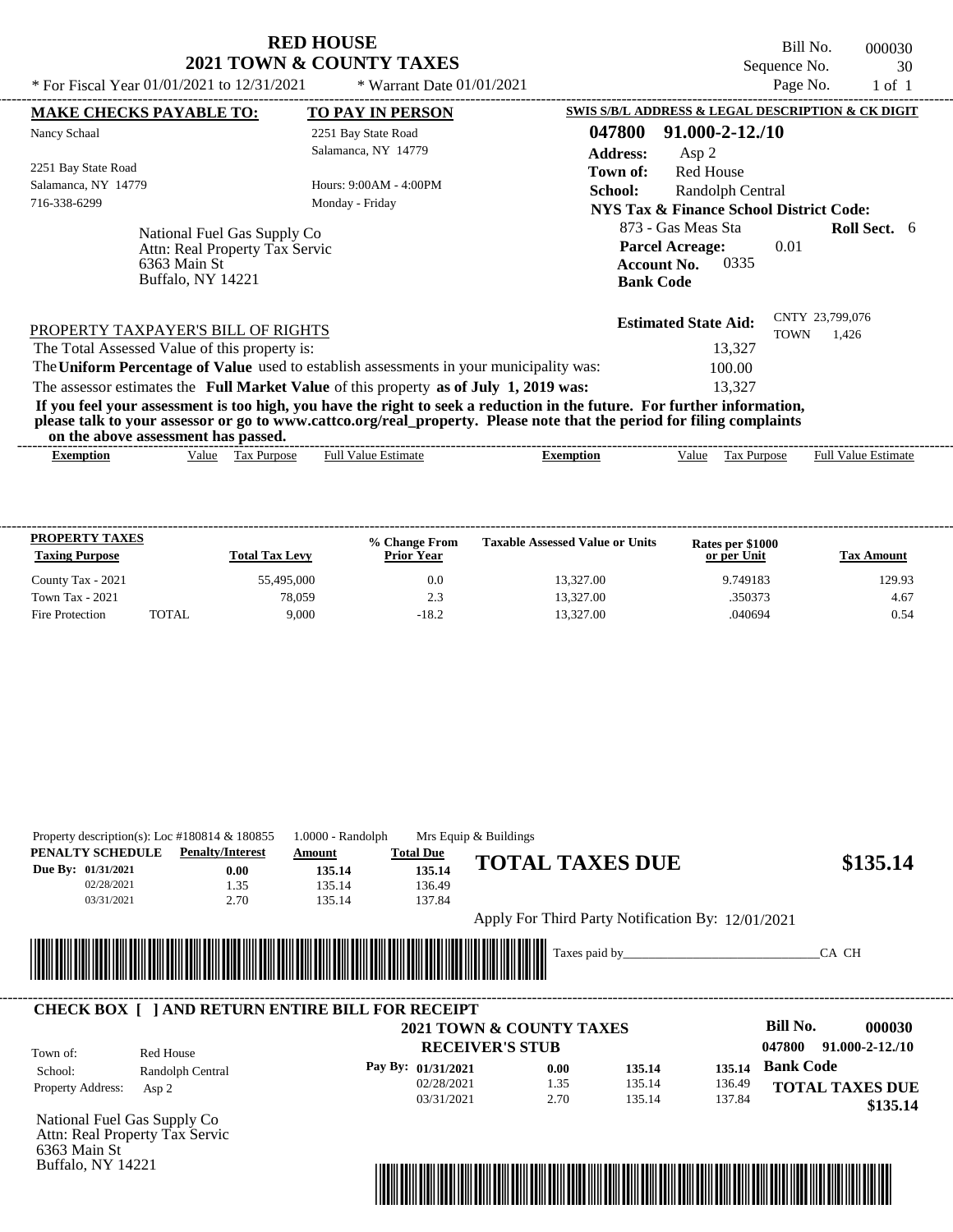# RED HOUSE
## 2021 TOWN & COUNTY TAXES

Bill No. 000030
Sequence No. 30

\* For Fiscal Year 01/01/2021 to 12/31/2021    \* Warrant Date 01/01/2021

**MAKE CHECKS PAYABLE TO:**
Nancy Schaal
2251 Bay State Road
Salamanca, NY 14779
716-338-6299

**TO PAY IN PERSON**
2251 Bay State Road
Salamanca, NY 14779
Hours: 9:00AM - 4:00PM
Monday - Friday

National Fuel Gas Supply Co
Attn: Real Property Tax Servic
6363 Main St
Buffalo, NY 14221

**SWIS S/B/L ADDRESS & LEGAL DESCRIPTION & CK DIGIT**
**047800 91.000-2-12./10**
**Address:** Asp 2
**Town of:** Red House
**School:** Randolph Central
**NYS Tax & Finance School District Code:**
873 - Gas Meas Sta    **Roll Sect.** 6
**Parcel Acreage:** 0.01
**Account No.** 0335
**Bank Code**

**Estimated State Aid:** CNTY 23,799,076 TOWN 1,426

PROPERTY TAXPAYER'S BILL OF RIGHTS

The Total Assessed Value of this property is: 13,327
The **Uniform Percentage of Value** used to establish assessments in your municipality was: 100.00
The assessor estimates the **Full Market Value** of this property **as of July 1, 2019 was:** 13,327

**If you feel your assessment is too high, you have the right to seek a reduction in the future. For further information, please talk to your assessor or go to www.cattco.org/real_property. Please note that the period for filing complaints on the above assessment has passed.**

| Exemption | Value | Tax Purpose | Full Value Estimate | Exemption | Value | Tax Purpose | Full Value Estimate |
|---|---|---|---|---|---|---|---|

| PROPERTY TAXES Taxing Purpose | | Total Tax Levy | % Change From Prior Year | Taxable Assessed Value or Units | Rates per $1000 or per Unit | Tax Amount |
|---|---|---|---|---|---|---|
| County Tax - 2021 | | 55,495,000 | 0.0 | 13,327.00 | 9.749183 | 129.93 |
| Town Tax - 2021 | | 78,059 | 2.3 | 13,327.00 | .350373 | 4.67 |
| Fire Protection | TOTAL | 9,000 | -18.2 | 13,327.00 | .040694 | 0.54 |

Property description(s): Loc #180814 & 180855    1.0000 - Randolph    Mrs Equip & Buildings

| PENALTY SCHEDULE | Penalty/Interest | Amount | Total Due |
|---|---|---|---|
| Due By: 01/31/2021 | 0.00 | 135.14 | 135.14 |
| 02/28/2021 | 1.35 | 135.14 | 136.49 |
| 03/31/2021 | 2.70 | 135.14 | 137.84 |

**TOTAL TAXES DUE $135.14**

Apply For Third Party Notification By: 12/01/2021

Taxes paid by_______________________________CA CH

**CHECK BOX [ ] AND RETURN ENTIRE BILL FOR RECEIPT**

**2021 TOWN & COUNTY TAXES**
**RECEIVER'S STUB**

**Bill No. 000030**
047800 91.000-2-12./10

Town of: Red House
School: Randolph Central
Property Address: Asp 2

| Pay By: | | | |
|---|---|---|---|
| 01/31/2021 | 0.00 | 135.14 | 135.14 |
| 02/28/2021 | 1.35 | 135.14 | 136.49 |
| 03/31/2021 | 2.70 | 135.14 | 137.84 |

**Bank Code**

**TOTAL TAXES DUE $135.14**

National Fuel Gas Supply Co
Attn: Real Property Tax Servic
6363 Main St
Buffalo, NY 14221